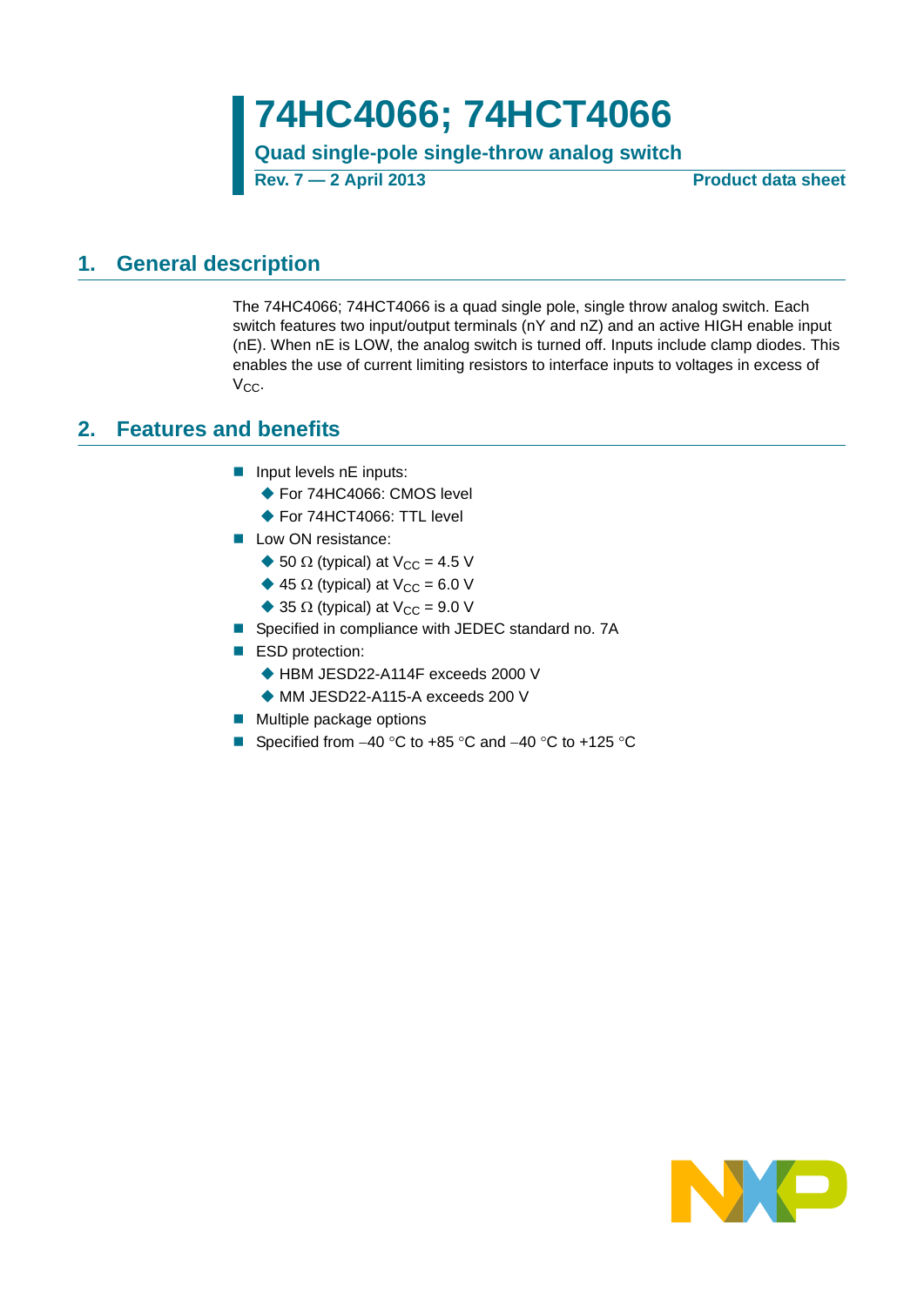# 74HC4066; 74HCT4066

**Quad single-pole single-throw analog switch**

**Rev. 7 — 2 April 2013** **Product data sheet**

## 1. General description

The 74HC4066; 74HCT4066 is a quad single pole, single throw analog switch. Each switch features two input/output terminals (nY and nZ) and an active HIGH enable input (nE). When nE is LOW, the analog switch is turned off. Inputs include clamp diodes. This enables the use of current limiting resistors to interface inputs to voltages in excess of $V_{CC}$.

## 2. Features and benefits

- Input levels nE inputs:
  - For 74HC4066: CMOS level
  - For 74HCT4066: TTL level
- Low ON resistance:
  - 50 Ω (typical) at $V_{CC}$ = 4.5 V
  - 45 Ω (typical) at $V_{CC}$ = 6.0 V
  - 35 Ω (typical) at $V_{CC}$ = 9.0 V
- Specified in compliance with JEDEC standard no. 7A
- ESD protection:
  - HBM JESD22-A114F exceeds 2000 V
  - MM JESD22-A115-A exceeds 200 V
- Multiple package options
- Specified from −40 °C to +85 °C and −40 °C to +125 °C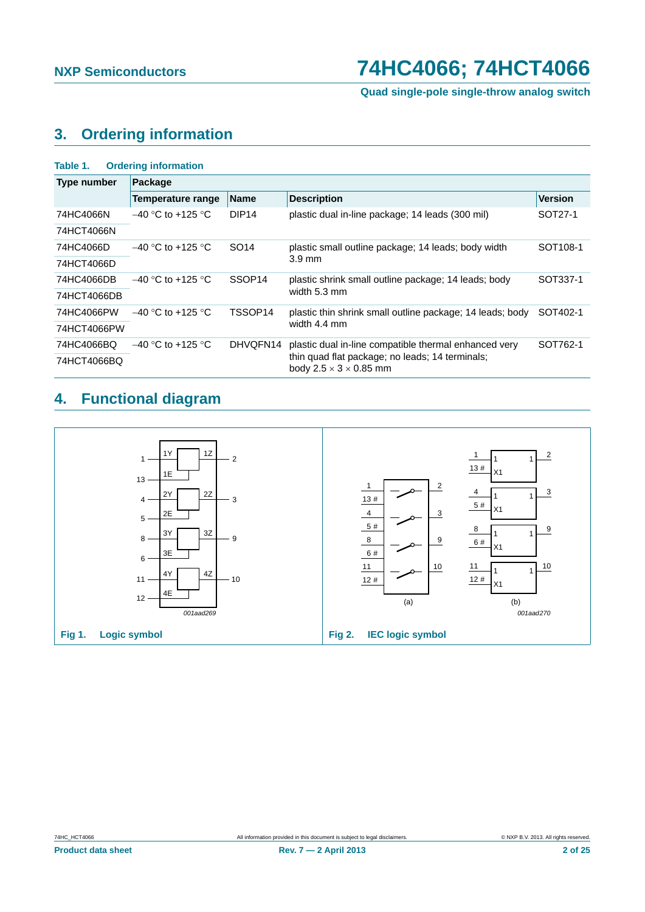## 3. Ordering information

**Table 1. Ordering information**

| Type number | Package | | | |
|---|---|---|---|---|
| | Temperature range | Name | Description | Version |
| 74HC4066N | –40 °C to +125 °C | DIP14 | plastic dual in-line package; 14 leads (300 mil) | SOT27-1 |
| 74HCT4066N | | | | |
| 74HC4066D | –40 °C to +125 °C | SO14 | plastic small outline package; 14 leads; body width 3.9 mm | SOT108-1 |
| 74HCT4066D | | | | |
| 74HC4066DB | –40 °C to +125 °C | SSOP14 | plastic shrink small outline package; 14 leads; body width 5.3 mm | SOT337-1 |
| 74HCT4066DB | | | | |
| 74HC4066PW | –40 °C to +125 °C | TSSOP14 | plastic thin shrink small outline package; 14 leads; body width 4.4 mm | SOT402-1 |
| 74HCT4066PW | | | | |
| 74HC4066BQ | –40 °C to +125 °C | DHVQFN14 | plastic dual in-line compatible thermal enhanced very thin quad flat package; no leads; 14 terminals; body 2.5 × 3 × 0.85 mm | SOT762-1 |
| 74HCT4066BQ | | | | |

## 4. Functional diagram

**Fig 1. Logic symbol**

**Fig 2. IEC logic symbol**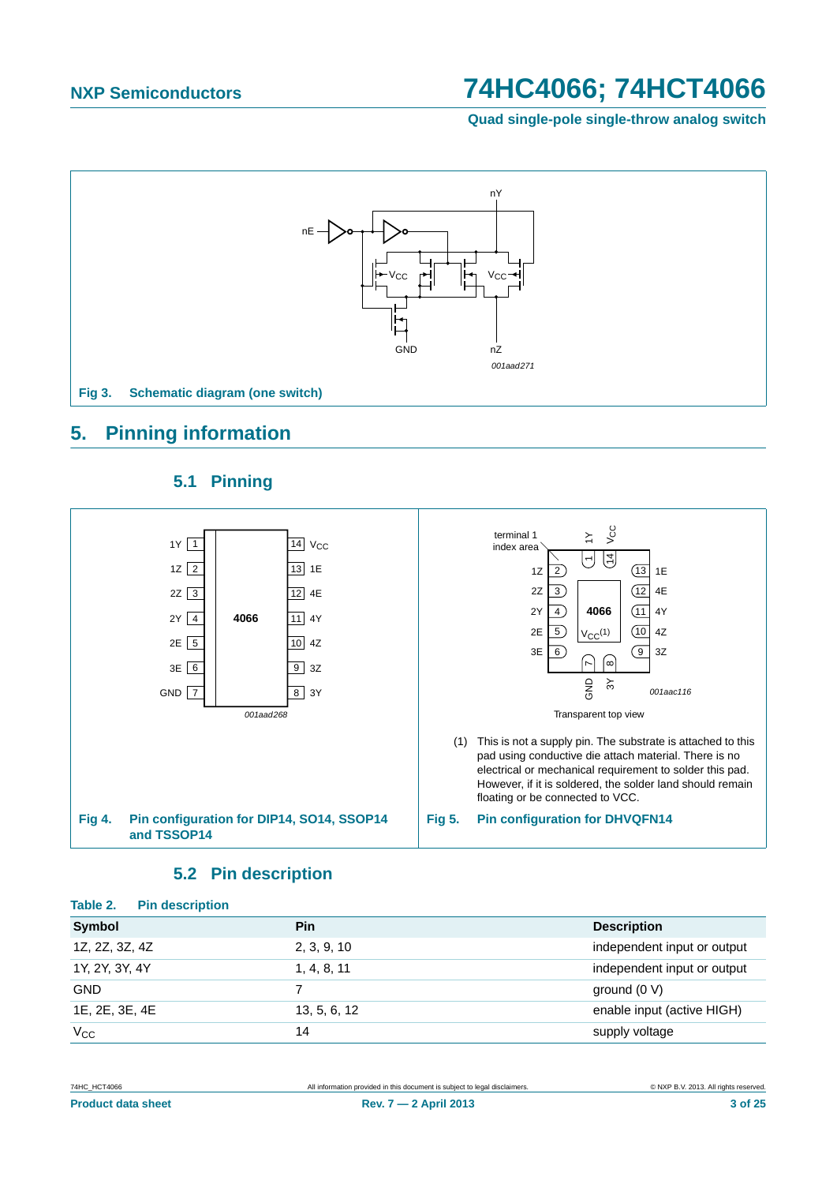Fig 3. Schematic diagram (one switch)

## 5. Pinning information

### 5.1 Pinning

Fig 4. Pin configuration for DIP14, SO14, SSOP14 and TSSOP14

(1) This is not a supply pin. The substrate is attached to this pad using conductive die attach material. There is no electrical or mechanical requirement to solder this pad. However, if it is soldered, the solder land should remain floating or be connected to VCC.

Fig 5. Pin configuration for DHVQFN14

### 5.2 Pin description

**Table 2. Pin description**

| Symbol | Pin | Description |
|---|---|---|
| 1Z, 2Z, 3Z, 4Z | 2, 3, 9, 10 | independent input or output |
| 1Y, 2Y, 3Y, 4Y | 1, 4, 8, 11 | independent input or output |
| GND | 7 | ground (0 V) |
| 1E, 2E, 3E, 4E | 13, 5, 6, 12 | enable input (active HIGH) |
| $V_{CC}$ | 14 | supply voltage |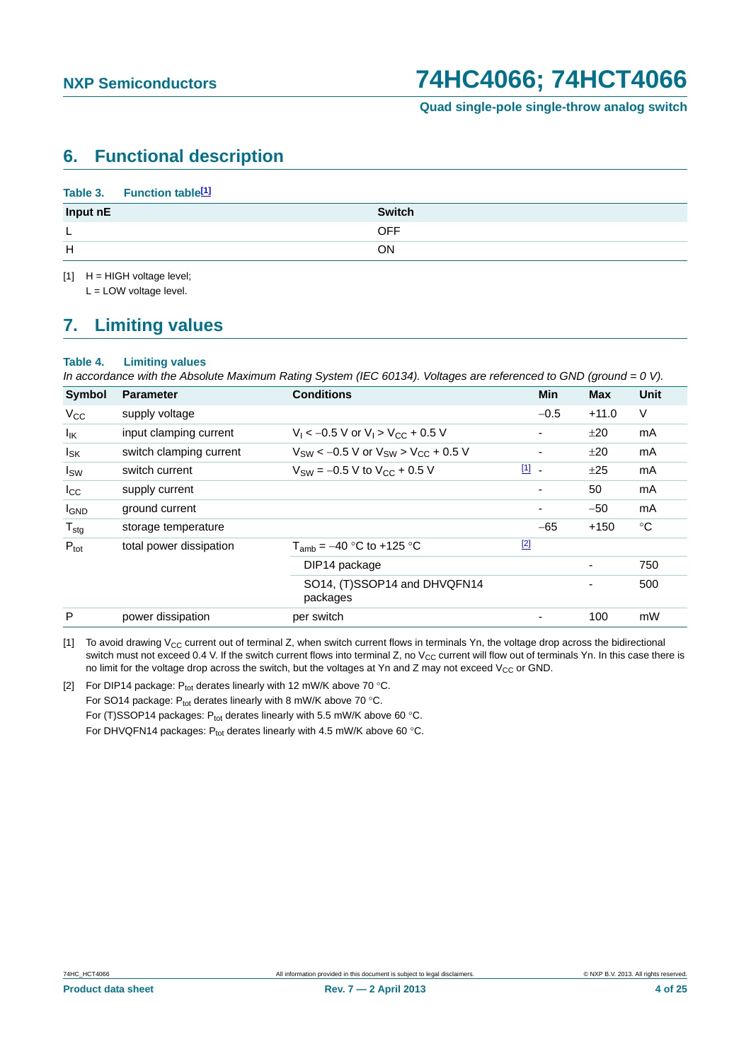## 6. Functional description

**Table 3. Function table[1]**

| Input nE | Switch |
|---|---|
| L | OFF |
| H | ON |

[1] H = HIGH voltage level;
L = LOW voltage level.

## 7. Limiting values

**Table 4. Limiting values**

*In accordance with the Absolute Maximum Rating System (IEC 60134). Voltages are referenced to GND (ground = 0 V).*

| Symbol | Parameter | Conditions | | Min | Max | Unit |
|---|---|---|---|---|---|---|
| $V_{CC}$ | supply voltage | | | −0.5 | +11.0 | V |
| $I_{IK}$ | input clamping current | $V_I < -0.5$ V or $V_I > V_{CC} + 0.5$ V | | - | ±20 | mA |
| $I_{SK}$ | switch clamping current | $V_{SW} < -0.5$ V or $V_{SW} > V_{CC} + 0.5$ V | | - | ±20 | mA |
| $I_{SW}$ | switch current | $V_{SW} = -0.5$ V to $V_{CC} + 0.5$ V | [1] | - | ±25 | mA |
| $I_{CC}$ | supply current | | | - | 50 | mA |
| $I_{GND}$ | ground current | | | - | −50 | mA |
| $T_{stg}$ | storage temperature | | | −65 | +150 | °C |
| $P_{tot}$ | total power dissipation | $T_{amb} = -40$ °C to +125 °C | [2] | | | |
| | | DIP14 package | | - | 750 | |
| | | SO14, (T)SSOP14 and DHVQFN14 packages | | - | 500 | |
| P | power dissipation | per switch | | - | 100 | mW |

[1] To avoid drawing $V_{CC}$ current out of terminal Z, when switch current flows in terminals Yn, the voltage drop across the bidirectional switch must not exceed 0.4 V. If the switch current flows into terminal Z, no $V_{CC}$ current will flow out of terminals Yn. In this case there is no limit for the voltage drop across the switch, but the voltages at Yn and Z may not exceed $V_{CC}$ or GND.

[2] For DIP14 package: $P_{tot}$ derates linearly with 12 mW/K above 70 °C.
For SO14 package: $P_{tot}$ derates linearly with 8 mW/K above 70 °C.
For (T)SSOP14 packages: $P_{tot}$ derates linearly with 5.5 mW/K above 60 °C.
For DHVQFN14 packages: $P_{tot}$ derates linearly with 4.5 mW/K above 60 °C.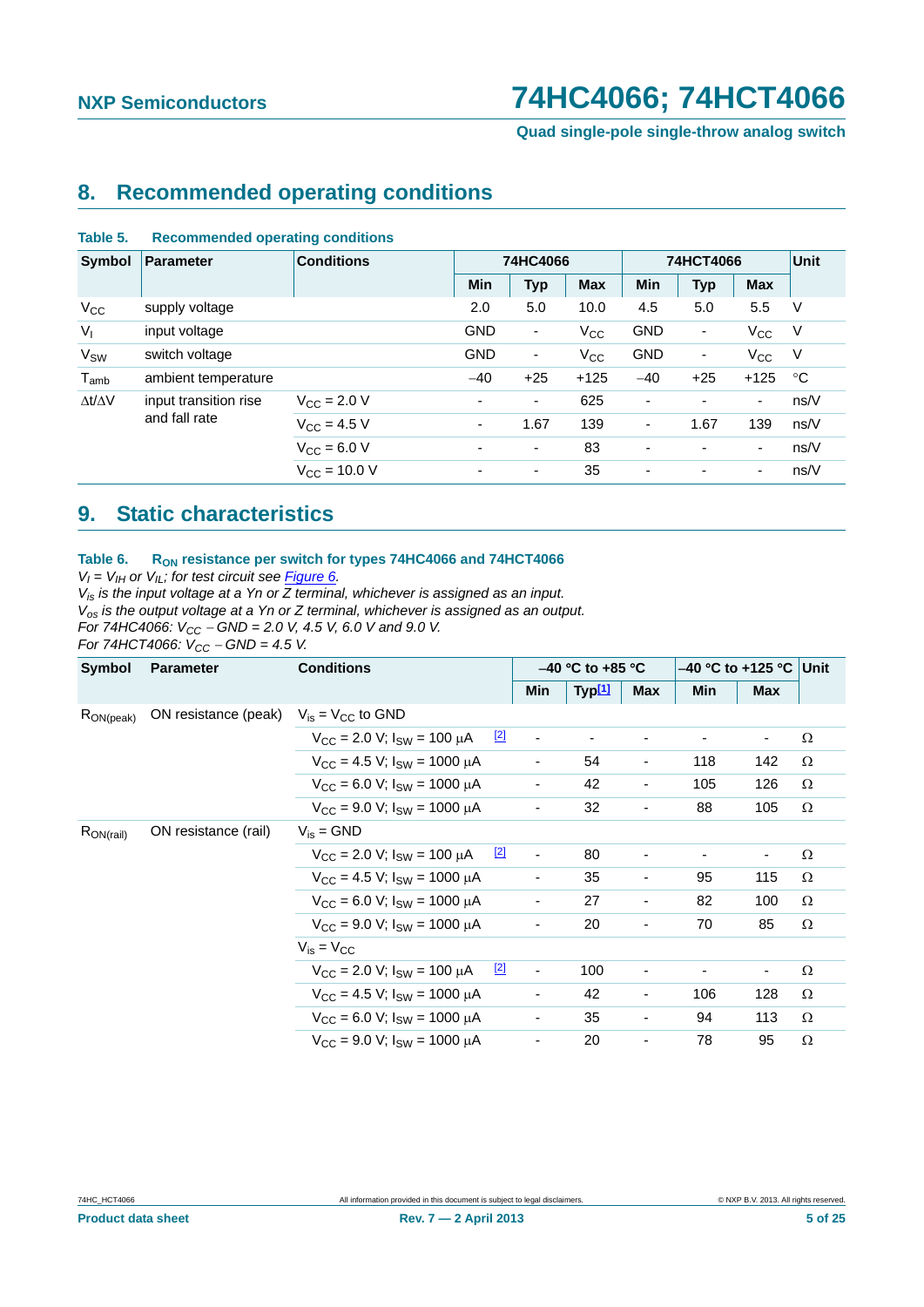## 8. Recommended operating conditions

**Table 5. Recommended operating conditions**

| Symbol | Parameter | Conditions | 74HC4066 | | | 74HCT4066 | | | Unit |
|---|---|---|---|---|---|---|---|---|---|
| | | | Min | Typ | Max | Min | Typ | Max | |
| $V_{CC}$ | supply voltage | | 2.0 | 5.0 | 10.0 | 4.5 | 5.0 | 5.5 | V |
| $V_I$ | input voltage | | GND | - | $V_{CC}$ | GND | - | $V_{CC}$ | V |
| $V_{SW}$ | switch voltage | | GND | - | $V_{CC}$ | GND | - | $V_{CC}$ | V |
| $T_{amb}$ | ambient temperature | | −40 | +25 | +125 | −40 | +25 | +125 | °C |
| $\Delta t/\Delta V$ | input transition rise and fall rate | $V_{CC}$ = 2.0 V | - | - | 625 | - | - | - | ns/V |
| | | $V_{CC}$ = 4.5 V | - | 1.67 | 139 | - | 1.67 | 139 | ns/V |
| | | $V_{CC}$ = 6.0 V | - | - | 83 | - | - | - | ns/V |
| | | $V_{CC}$ = 10.0 V | - | - | 35 | - | - | - | ns/V |

## 9. Static characteristics

**Table 6. $R_{ON}$ resistance per switch for types 74HC4066 and 74HCT4066**

*$V_I$ = $V_{IH}$ or $V_{IL}$; for test circuit see Figure 6.*
*$V_{is}$ is the input voltage at a Yn or Z terminal, whichever is assigned as an input.*
*$V_{os}$ is the output voltage at a Yn or Z terminal, whichever is assigned as an output.*
*For 74HC4066: $V_{CC}$ − GND = 2.0 V, 4.5 V, 6.0 V and 9.0 V.*
*For 74HCT4066: $V_{CC}$ − GND = 4.5 V.*

| Symbol | Parameter | Conditions | | −40 °C to +85 °C | | | −40 °C to +125 °C | | Unit |
|---|---|---|---|---|---|---|---|---|---|
| | | | | Min | Typ[1] | Max | Min | Max | |
| $R_{ON(peak)}$ | ON resistance (peak) | $V_{is}$ = $V_{CC}$ to GND | | | | | | | |
| | | $V_{CC}$ = 2.0 V; $I_{SW}$ = 100 μA | [2] | - | - | - | - | - | Ω |
| | | $V_{CC}$ = 4.5 V; $I_{SW}$ = 1000 μA | | - | 54 | - | 118 | 142 | Ω |
| | | $V_{CC}$ = 6.0 V; $I_{SW}$ = 1000 μA | | - | 42 | - | 105 | 126 | Ω |
| | | $V_{CC}$ = 9.0 V; $I_{SW}$ = 1000 μA | | - | 32 | - | 88 | 105 | Ω |
| $R_{ON(rail)}$ | ON resistance (rail) | $V_{is}$ = GND | | | | | | | |
| | | $V_{CC}$ = 2.0 V; $I_{SW}$ = 100 μA | [2] | - | 80 | - | - | - | Ω |
| | | $V_{CC}$ = 4.5 V; $I_{SW}$ = 1000 μA | | - | 35 | - | 95 | 115 | Ω |
| | | $V_{CC}$ = 6.0 V; $I_{SW}$ = 1000 μA | | - | 27 | - | 82 | 100 | Ω |
| | | $V_{CC}$ = 9.0 V; $I_{SW}$ = 1000 μA | | - | 20 | - | 70 | 85 | Ω |
| | | $V_{is}$ = $V_{CC}$ | | | | | | | |
| | | $V_{CC}$ = 2.0 V; $I_{SW}$ = 100 μA | [2] | - | 100 | - | - | - | Ω |
| | | $V_{CC}$ = 4.5 V; $I_{SW}$ = 1000 μA | | - | 42 | - | 106 | 128 | Ω |
| | | $V_{CC}$ = 6.0 V; $I_{SW}$ = 1000 μA | | - | 35 | - | 94 | 113 | Ω |
| | | $V_{CC}$ = 9.0 V; $I_{SW}$ = 1000 μA | | - | 20 | - | 78 | 95 | Ω |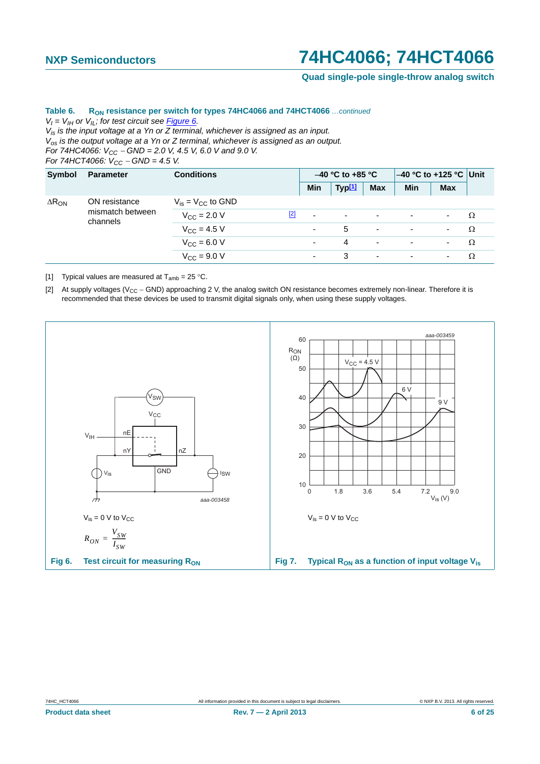**Table 6. $R_{ON}$ resistance per switch for types 74HC4066 and 74HCT4066** *…continued*

*$V_I = V_{IH}$ or $V_{IL}$; for test circuit see Figure 6.*
*$V_{is}$ is the input voltage at a Yn or Z terminal, whichever is assigned as an input.*
*$V_{os}$ is the output voltage at a Yn or Z terminal, whichever is assigned as an output.*
*For 74HC4066: $V_{CC}$ − GND = 2.0 V, 4.5 V, 6.0 V and 9.0 V.*
*For 74HCT4066: $V_{CC}$ − GND = 4.5 V.*

| Symbol | Parameter | Conditions | | −40 °C to +85 °C | | | −40 °C to +125 °C | | Unit |
|---|---|---|---|---|---|---|---|---|---|
| | | | | Min | Typ[1] | Max | Min | Max | |
| $\Delta R_{ON}$ | ON resistance mismatch between channels | $V_{is} = V_{CC}$ to GND | | | | | | | |
| | | $V_{CC}$ = 2.0 V | [2] | - | - | - | - | - | Ω |
| | | $V_{CC}$ = 4.5 V | | - | 5 | - | - | - | Ω |
| | | $V_{CC}$ = 6.0 V | | - | 4 | - | - | - | Ω |
| | | $V_{CC}$ = 9.0 V | | - | 3 | - | - | - | Ω |

[1] Typical values are measured at $T_{amb}$ = 25 °C.

[2] At supply voltages ($V_{CC}$ − GND) approaching 2 V, the analog switch ON resistance becomes extremely non-linear. Therefore it is recommended that these devices be used to transmit digital signals only, when using these supply voltages.

$V_{is}$ = 0 V to $V_{CC}$

$$R_{ON} = \frac{V_{SW}}{I_{SW}}$$

**Fig 6. Test circuit for measuring $R_{ON}$**

$V_{is}$ = 0 V to $V_{CC}$

**Fig 7. Typical $R_{ON}$ as a function of input voltage $V_{is}$**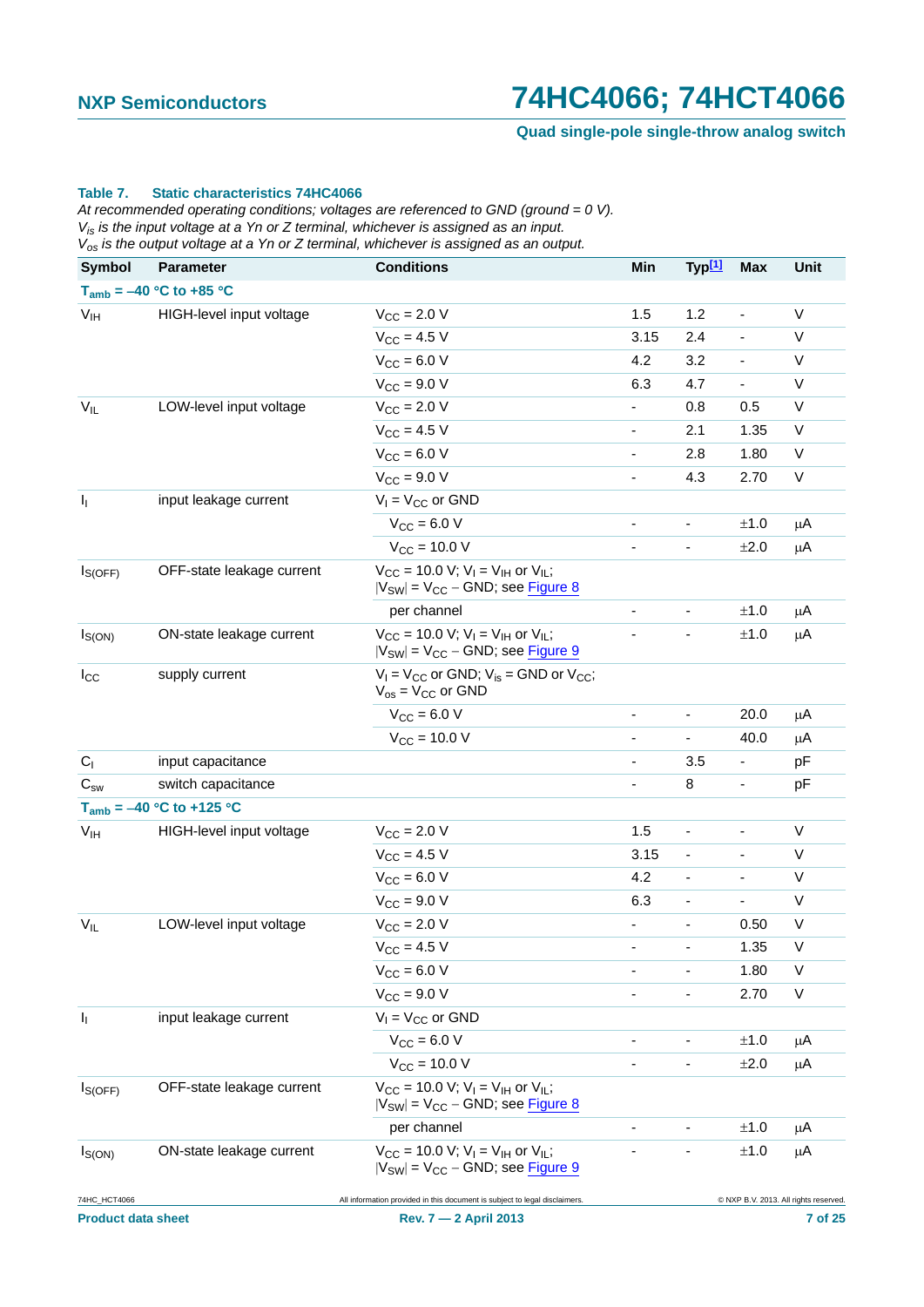**Table 7. Static characteristics 74HC4066**

*At recommended operating conditions; voltages are referenced to GND (ground = 0 V).*
*$V_{is}$ is the input voltage at a Yn or Z terminal, whichever is assigned as an input.*
*$V_{os}$ is the output voltage at a Yn or Z terminal, whichever is assigned as an output.*

| Symbol | Parameter | Conditions | Min | Typ[1] | Max | Unit |
|---|---|---|---|---|---|---|
| **$T_{amb}$ = –40 °C to +85 °C** | | | | | | |
| $V_{IH}$ | HIGH-level input voltage | $V_{CC}$ = 2.0 V | 1.5 | 1.2 | - | V |
| | | $V_{CC}$ = 4.5 V | 3.15 | 2.4 | - | V |
| | | $V_{CC}$ = 6.0 V | 4.2 | 3.2 | - | V |
| | | $V_{CC}$ = 9.0 V | 6.3 | 4.7 | - | V |
| $V_{IL}$ | LOW-level input voltage | $V_{CC}$ = 2.0 V | - | 0.8 | 0.5 | V |
| | | $V_{CC}$ = 4.5 V | - | 2.1 | 1.35 | V |
| | | $V_{CC}$ = 6.0 V | - | 2.8 | 1.80 | V |
| | | $V_{CC}$ = 9.0 V | - | 4.3 | 2.70 | V |
| $I_I$ | input leakage current | $V_I$ = $V_{CC}$ or GND | | | | |
| | | $V_{CC}$ = 6.0 V | - | - | ±1.0 | μA |
| | | $V_{CC}$ = 10.0 V | - | - | ±2.0 | μA |
| $I_{S(OFF)}$ | OFF-state leakage current | $V_{CC}$ = 10.0 V; $V_I$ = $V_{IH}$ or $V_{IL}$; $\|V_{SW}\|$ = $V_{CC}$ − GND; see Figure 8 | | | | |
| | | per channel | - | - | ±1.0 | μA |
| $I_{S(ON)}$ | ON-state leakage current | $V_{CC}$ = 10.0 V; $V_I$ = $V_{IH}$ or $V_{IL}$; $\|V_{SW}\|$ = $V_{CC}$ − GND; see Figure 9 | - | - | ±1.0 | μA |
| $I_{CC}$ | supply current | $V_I$ = $V_{CC}$ or GND; $V_{is}$ = GND or $V_{CC}$; $V_{os}$ = $V_{CC}$ or GND | | | | |
| | | $V_{CC}$ = 6.0 V | - | - | 20.0 | μA |
| | | $V_{CC}$ = 10.0 V | - | - | 40.0 | μA |
| $C_I$ | input capacitance | | - | 3.5 | - | pF |
| $C_{sw}$ | switch capacitance | | - | 8 | - | pF |
| **$T_{amb}$ = –40 °C to +125 °C** | | | | | | |
| $V_{IH}$ | HIGH-level input voltage | $V_{CC}$ = 2.0 V | 1.5 | - | - | V |
| | | $V_{CC}$ = 4.5 V | 3.15 | - | - | V |
| | | $V_{CC}$ = 6.0 V | 4.2 | - | - | V |
| | | $V_{CC}$ = 9.0 V | 6.3 | - | - | V |
| $V_{IL}$ | LOW-level input voltage | $V_{CC}$ = 2.0 V | - | - | 0.50 | V |
| | | $V_{CC}$ = 4.5 V | - | - | 1.35 | V |
| | | $V_{CC}$ = 6.0 V | - | - | 1.80 | V |
| | | $V_{CC}$ = 9.0 V | - | - | 2.70 | V |
| $I_I$ | input leakage current | $V_I$ = $V_{CC}$ or GND | | | | |
| | | $V_{CC}$ = 6.0 V | - | - | ±1.0 | μA |
| | | $V_{CC}$ = 10.0 V | - | - | ±2.0 | μA |
| $I_{S(OFF)}$ | OFF-state leakage current | $V_{CC}$ = 10.0 V; $V_I$ = $V_{IH}$ or $V_{IL}$; $\|V_{SW}\|$ = $V_{CC}$ − GND; see Figure 8 | | | | |
| | | per channel | - | - | ±1.0 | μA |
| $I_{S(ON)}$ | ON-state leakage current | $V_{CC}$ = 10.0 V; $V_I$ = $V_{IH}$ or $V_{IL}$; $\|V_{SW}\|$ = $V_{CC}$ − GND; see Figure 9 | - | - | ±1.0 | μA |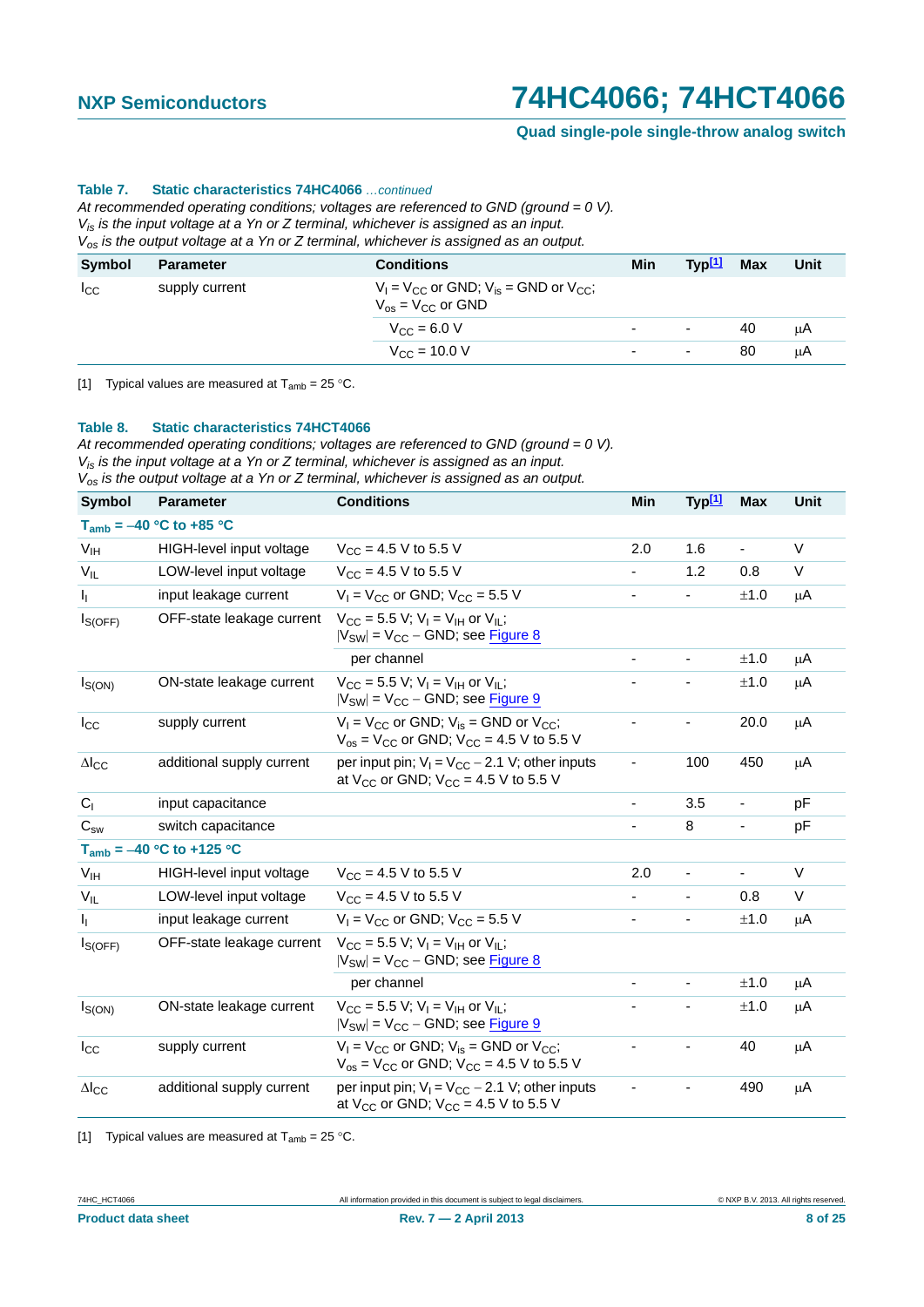**Table 7. Static characteristics 74HC4066** *…continued*

*At recommended operating conditions; voltages are referenced to GND (ground = 0 V).*
*$V_{is}$ is the input voltage at a Yn or Z terminal, whichever is assigned as an input.*
*$V_{os}$ is the output voltage at a Yn or Z terminal, whichever is assigned as an output.*

| Symbol | Parameter | Conditions | Min | Typ[1] | Max | Unit |
|---|---|---|---|---|---|---|
| $I_{CC}$ | supply current | $V_I = V_{CC}$ or GND; $V_{is}$ = GND or $V_{CC}$; $V_{os} = V_{CC}$ or GND | | | | |
| | | $V_{CC}$ = 6.0 V | - | - | 40 | μA |
| | | $V_{CC}$ = 10.0 V | - | - | 80 | μA |

[1] Typical values are measured at $T_{amb}$ = 25 °C.

**Table 8. Static characteristics 74HCT4066**

*At recommended operating conditions; voltages are referenced to GND (ground = 0 V).*
*$V_{is}$ is the input voltage at a Yn or Z terminal, whichever is assigned as an input.*
*$V_{os}$ is the output voltage at a Yn or Z terminal, whichever is assigned as an output.*

| Symbol | Parameter | Conditions | Min | Typ[1] | Max | Unit |
|---|---|---|---|---|---|---|
| **$T_{amb}$ = −40 °C to +85 °C** | | | | | | |
| $V_{IH}$ | HIGH-level input voltage | $V_{CC}$ = 4.5 V to 5.5 V | 2.0 | 1.6 | - | V |
| $V_{IL}$ | LOW-level input voltage | $V_{CC}$ = 4.5 V to 5.5 V | - | 1.2 | 0.8 | V |
| $I_I$ | input leakage current | $V_I = V_{CC}$ or GND; $V_{CC}$ = 5.5 V | - | - | ±1.0 | μA |
| $I_{S(OFF)}$ | OFF-state leakage current | $V_{CC}$ = 5.5 V; $V_I = V_{IH}$ or $V_{IL}$; $\|V_{SW}\| = V_{CC}$ − GND; see Figure 8 | | | | |
| | | per channel | - | - | ±1.0 | μA |
| $I_{S(ON)}$ | ON-state leakage current | $V_{CC}$ = 5.5 V; $V_I = V_{IH}$ or $V_{IL}$; $\|V_{SW}\| = V_{CC}$ − GND; see Figure 9 | - | - | ±1.0 | μA |
| $I_{CC}$ | supply current | $V_I = V_{CC}$ or GND; $V_{is}$ = GND or $V_{CC}$; $V_{os} = V_{CC}$ or GND; $V_{CC}$ = 4.5 V to 5.5 V | - | - | 20.0 | μA |
| $\Delta I_{CC}$ | additional supply current | per input pin; $V_I = V_{CC}$ − 2.1 V; other inputs at $V_{CC}$ or GND; $V_{CC}$ = 4.5 V to 5.5 V | - | 100 | 450 | μA |
| $C_I$ | input capacitance | | - | 3.5 | - | pF |
| $C_{sw}$ | switch capacitance | | - | 8 | - | pF |
| **$T_{amb}$ = −40 °C to +125 °C** | | | | | | |
| $V_{IH}$ | HIGH-level input voltage | $V_{CC}$ = 4.5 V to 5.5 V | 2.0 | - | - | V |
| $V_{IL}$ | LOW-level input voltage | $V_{CC}$ = 4.5 V to 5.5 V | - | - | 0.8 | V |
| $I_I$ | input leakage current | $V_I = V_{CC}$ or GND; $V_{CC}$ = 5.5 V | - | - | ±1.0 | μA |
| $I_{S(OFF)}$ | OFF-state leakage current | $V_{CC}$ = 5.5 V; $V_I = V_{IH}$ or $V_{IL}$; $\|V_{SW}\| = V_{CC}$ − GND; see Figure 8 | | | | |
| | | per channel | - | - | ±1.0 | μA |
| $I_{S(ON)}$ | ON-state leakage current | $V_{CC}$ = 5.5 V; $V_I = V_{IH}$ or $V_{IL}$; $\|V_{SW}\| = V_{CC}$ − GND; see Figure 9 | - | - | ±1.0 | μA |
| $I_{CC}$ | supply current | $V_I = V_{CC}$ or GND; $V_{is}$ = GND or $V_{CC}$; $V_{os} = V_{CC}$ or GND; $V_{CC}$ = 4.5 V to 5.5 V | - | - | 40 | μA |
| $\Delta I_{CC}$ | additional supply current | per input pin; $V_I = V_{CC}$ − 2.1 V; other inputs at $V_{CC}$ or GND; $V_{CC}$ = 4.5 V to 5.5 V | - | - | 490 | μA |

[1] Typical values are measured at $T_{amb}$ = 25 °C.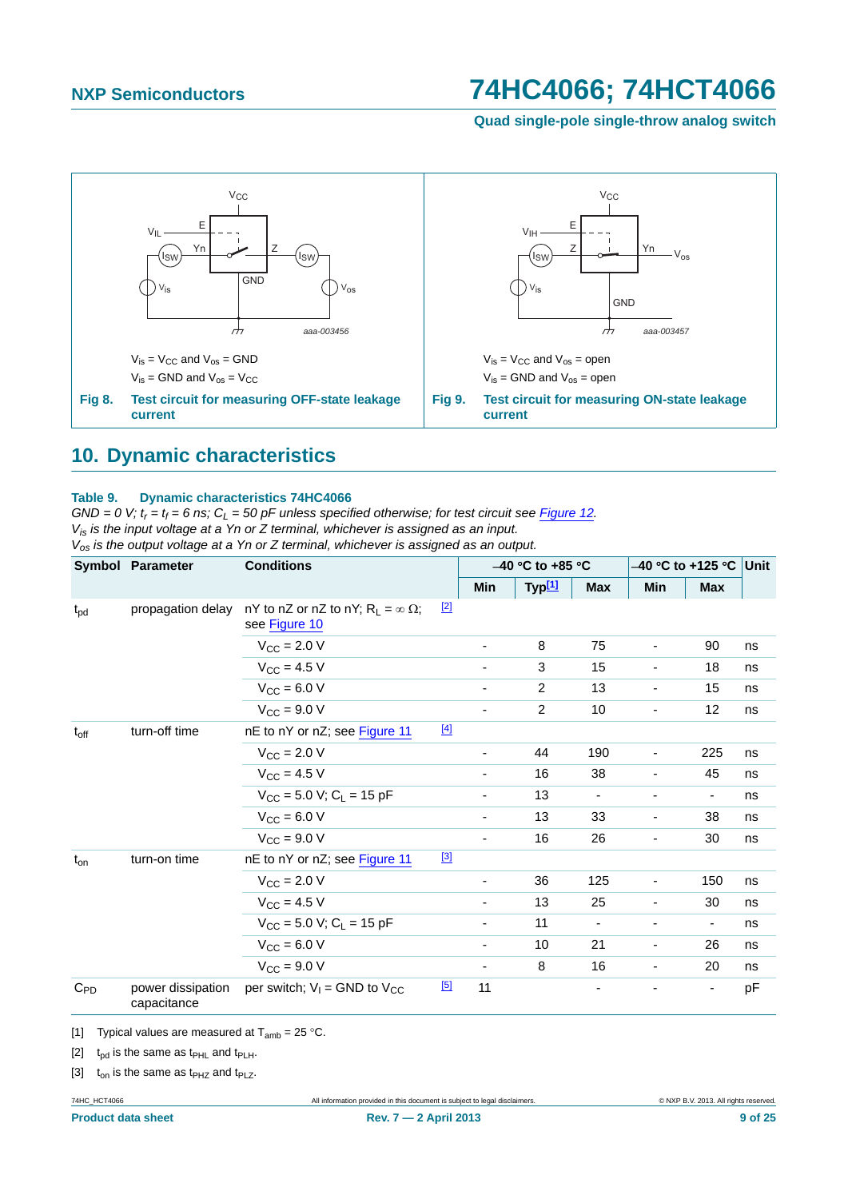$V_{is}$ = $V_{CC}$ and $V_{os}$ = GND

$V_{is}$ = GND and $V_{os}$ = $V_{CC}$

**Fig 8.** Test circuit for measuring OFF-state leakage current

$V_{is}$ = $V_{CC}$ and $V_{os}$ = open

$V_{is}$ = GND and $V_{os}$ = open

**Fig 9.** Test circuit for measuring ON-state leakage current

## 10. Dynamic characteristics

**Table 9. Dynamic characteristics 74HC4066**

*GND = 0 V; $t_r$ = $t_f$ = 6 ns; $C_L$ = 50 pF unless specified otherwise; for test circuit see Figure 12.*
*$V_{is}$ is the input voltage at a Yn or Z terminal, whichever is assigned as an input.*
*$V_{os}$ is the output voltage at a Yn or Z terminal, whichever is assigned as an output.*

| Symbol | Parameter | Conditions | | −40 °C to +85 °C | | | −40 °C to +125 °C | | Unit |
|---|---|---|---|---|---|---|---|---|---|
| | | | | Min | Typ[1] | Max | Min | Max | |
| $t_{pd}$ | propagation delay | nY to nZ or nZ to nY; $R_L = \infty$ Ω; see Figure 10 | [2] | | | | | | |
| | | $V_{CC}$ = 2.0 V | | - | 8 | 75 | - | 90 | ns |
| | | $V_{CC}$ = 4.5 V | | - | 3 | 15 | - | 18 | ns |
| | | $V_{CC}$ = 6.0 V | | - | 2 | 13 | - | 15 | ns |
| | | $V_{CC}$ = 9.0 V | | - | 2 | 10 | - | 12 | ns |
| $t_{off}$ | turn-off time | nE to nY or nZ; see Figure 11 | [4] | | | | | | |
| | | $V_{CC}$ = 2.0 V | | - | 44 | 190 | - | 225 | ns |
| | | $V_{CC}$ = 4.5 V | | - | 16 | 38 | - | 45 | ns |
| | | $V_{CC}$ = 5.0 V; $C_L$ = 15 pF | | - | 13 | - | - | - | ns |
| | | $V_{CC}$ = 6.0 V | | - | 13 | 33 | - | 38 | ns |
| | | $V_{CC}$ = 9.0 V | | - | 16 | 26 | - | 30 | ns |
| $t_{on}$ | turn-on time | nE to nY or nZ; see Figure 11 | [3] | | | | | | |
| | | $V_{CC}$ = 2.0 V | | - | 36 | 125 | - | 150 | ns |
| | | $V_{CC}$ = 4.5 V | | - | 13 | 25 | - | 30 | ns |
| | | $V_{CC}$ = 5.0 V; $C_L$ = 15 pF | | - | 11 | - | - | - | ns |
| | | $V_{CC}$ = 6.0 V | | - | 10 | 21 | - | 26 | ns |
| | | $V_{CC}$ = 9.0 V | | - | 8 | 16 | - | 20 | ns |
| $C_{PD}$ | power dissipation capacitance | per switch; $V_I$ = GND to $V_{CC}$ | [5] | 11 | | - | - | - | pF |

[1] Typical values are measured at $T_{amb}$ = 25 °C.

[2] $t_{pd}$ is the same as $t_{PHL}$ and $t_{PLH}$.

[3] $t_{on}$ is the same as $t_{PHZ}$ and $t_{PLZ}$.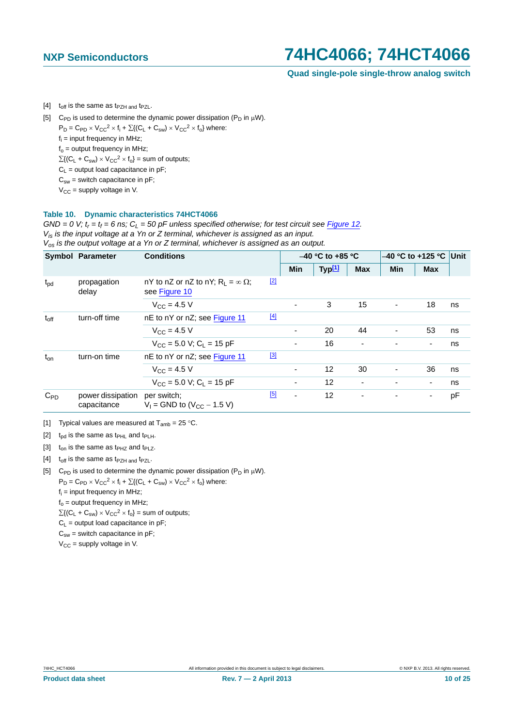[4] $t_{off}$ is the same as $t_{PZH}$ and $t_{PZL}$.

[5] $C_{PD}$ is used to determine the dynamic power dissipation ($P_D$ in μW).

$P_D = C_{PD} \times V_{CC}^2 \times f_i + \sum\{(C_L + C_{sw}) \times V_{CC}^2 \times f_o\}$ where:

$f_i$ = input frequency in MHz;

$f_o$ = output frequency in MHz;

$\sum\{(C_L + C_{sw}) \times V_{CC}^2 \times f_o\}$ = sum of outputs;

$C_L$ = output load capacitance in pF;

$C_{sw}$ = switch capacitance in pF;

$V_{CC}$ = supply voltage in V.

### Table 10. Dynamic characteristics 74HCT4066

*GND = 0 V; $t_r = t_f$ = 6 ns; $C_L$ = 50 pF unless specified otherwise; for test circuit see Figure 12.*
*$V_{is}$ is the input voltage at a Yn or Z terminal, whichever is assigned as an input.*
*$V_{os}$ is the output voltage at a Yn or Z terminal, whichever is assigned as an output.*

| Symbol | Parameter | Conditions | | –40 °C to +85 °C | | | –40 °C to +125 °C | | Unit |
|---|---|---|---|---|---|---|---|---|---|
| | | | | Min | Typ[1] | Max | Min | Max | |
| $t_{pd}$ | propagation delay | nY to nZ or nZ to nY; $R_L = \infty$ Ω; see Figure 10 | [2] | | | | | | |
| | | $V_{CC}$ = 4.5 V | | - | 3 | 15 | - | 18 | ns |
| $t_{off}$ | turn-off time | nE to nY or nZ; see Figure 11 | [4] | | | | | | |
| | | $V_{CC}$ = 4.5 V | | - | 20 | 44 | - | 53 | ns |
| | | $V_{CC}$ = 5.0 V; $C_L$ = 15 pF | | - | 16 | - | - | - | ns |
| $t_{on}$ | turn-on time | nE to nY or nZ; see Figure 11 | [3] | | | | | | |
| | | $V_{CC}$ = 4.5 V | | - | 12 | 30 | - | 36 | ns |
| | | $V_{CC}$ = 5.0 V; $C_L$ = 15 pF | | - | 12 | - | - | - | ns |
| $C_{PD}$ | power dissipation capacitance | per switch; $V_I$ = GND to ($V_{CC}$ − 1.5 V) | [5] | - | 12 | - | - | - | pF |

[1] Typical values are measured at $T_{amb}$ = 25 °C.

[2] $t_{pd}$ is the same as $t_{PHL}$ and $t_{PLH}$.

[3] $t_{on}$ is the same as $t_{PHZ}$ and $t_{PLZ}$.

[4] $t_{off}$ is the same as $t_{PZH}$ and $t_{PZL}$.

[5] $C_{PD}$ is used to determine the dynamic power dissipation ($P_D$ in μW).

$P_D = C_{PD} \times V_{CC}^2 \times f_i + \sum\{(C_L + C_{sw}) \times V_{CC}^2 \times f_o\}$ where:

$f_i$ = input frequency in MHz;

$f_o$ = output frequency in MHz;

$\sum\{(C_L + C_{sw}) \times V_{CC}^2 \times f_o\}$ = sum of outputs;

$C_L$ = output load capacitance in pF;

$C_{sw}$ = switch capacitance in pF;

$V_{CC}$ = supply voltage in V.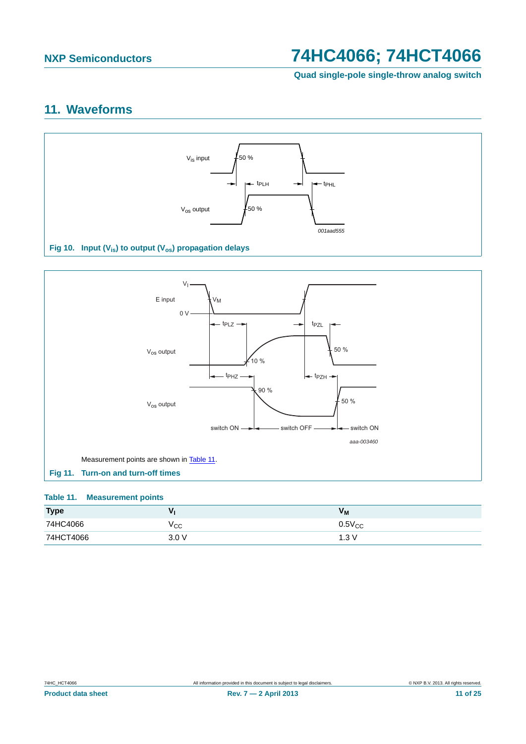## 11. Waveforms

Fig 10. Input ($V_{is}$) to output ($V_{os}$) propagation delays

Measurement points are shown in Table 11.

Fig 11. Turn-on and turn-off times

**Table 11. Measurement points**

| Type | $V_I$ | $V_M$ |
|---|---|---|
| 74HC4066 | $V_{CC}$ | $0.5V_{CC}$ |
| 74HCT4066 | 3.0 V | 1.3 V |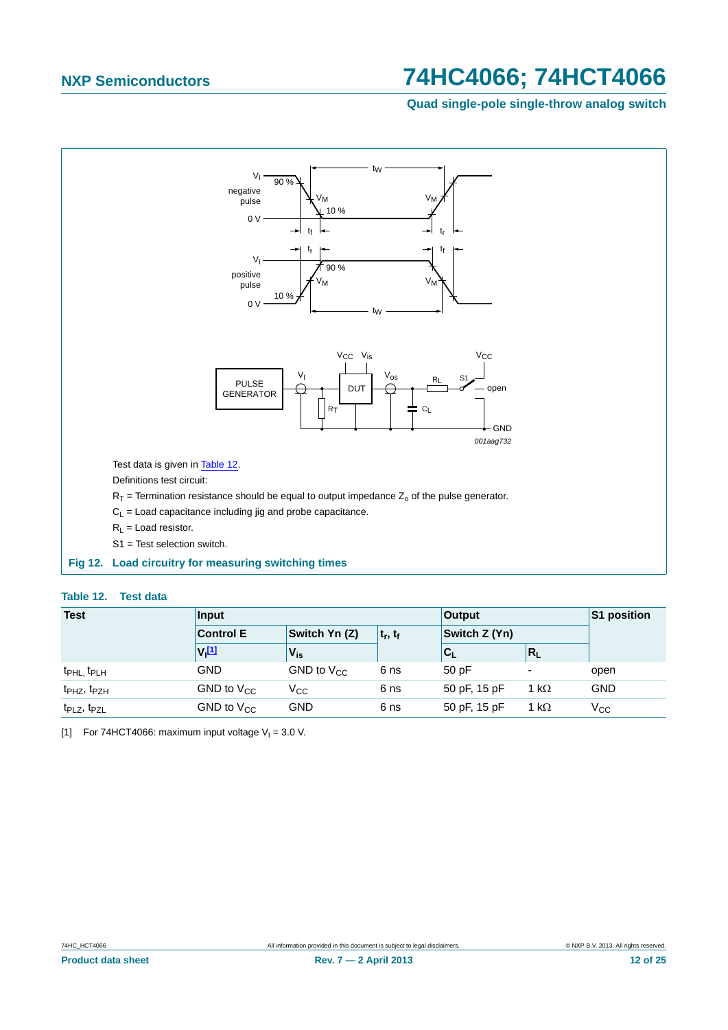Test data is given in Table 12.

Definitions test circuit:

$R_T$ = Termination resistance should be equal to output impedance $Z_o$ of the pulse generator.

$C_L$ = Load capacitance including jig and probe capacitance.

$R_L$ = Load resistor.

S1 = Test selection switch.

**Fig 12. Load circuitry for measuring switching times**

**Table 12. Test data**

| Test | Input | | | Output | | S1 position |
|---|---|---|---|---|---|---|
| | Control E | Switch Yn (Z) | $t_r$, $t_f$ | Switch Z (Yn) | | |
| | $V_I$ [1] | $V_{is}$ | | $C_L$ | $R_L$ | |
| $t_{PHL}$, $t_{PLH}$ | GND | GND to $V_{CC}$ | 6 ns | 50 pF | - | open |
| $t_{PHZ}$, $t_{PZH}$ | GND to $V_{CC}$ | $V_{CC}$ | 6 ns | 50 pF, 15 pF | 1 kΩ | GND |
| $t_{PLZ}$, $t_{PZL}$ | GND to $V_{CC}$ | GND | 6 ns | 50 pF, 15 pF | 1 kΩ | $V_{CC}$ |

[1] For 74HCT4066: maximum input voltage $V_I$ = 3.0 V.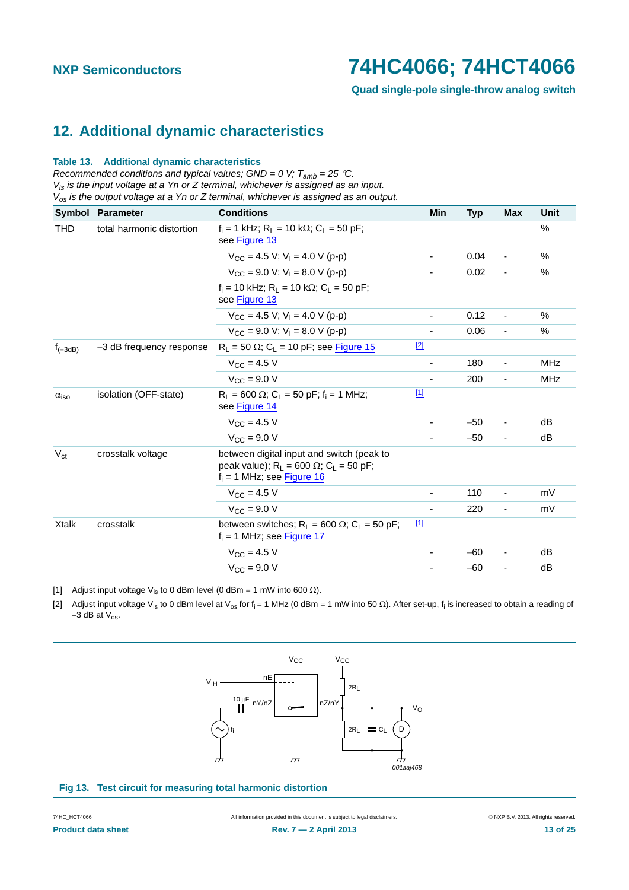## 12. Additional dynamic characteristics

**Table 13. Additional dynamic characteristics**

*Recommended conditions and typical values; GND = 0 V; $T_{amb}$ = 25 °C.*
*$V_{is}$ is the input voltage at a Yn or Z terminal, whichever is assigned as an input.*
*$V_{os}$ is the output voltage at a Yn or Z terminal, whichever is assigned as an output.*

| Symbol | Parameter | Conditions | | Min | Typ | Max | Unit |
|---|---|---|---|---|---|---|---|
| THD | total harmonic distortion | $f_i$ = 1 kHz; $R_L$ = 10 kΩ; $C_L$ = 50 pF; see Figure 13 | | | | | % |
| | | $V_{CC}$ = 4.5 V; $V_I$ = 4.0 V (p-p) | | - | 0.04 | - | % |
| | | $V_{CC}$ = 9.0 V; $V_I$ = 8.0 V (p-p) | | - | 0.02 | - | % |
| | | $f_i$ = 10 kHz; $R_L$ = 10 kΩ; $C_L$ = 50 pF; see Figure 13 | | | | | |
| | | $V_{CC}$ = 4.5 V; $V_I$ = 4.0 V (p-p) | | - | 0.12 | - | % |
| | | $V_{CC}$ = 9.0 V; $V_I$ = 8.0 V (p-p) | | - | 0.06 | - | % |
| $f_{(-3dB)}$ | −3 dB frequency response | $R_L$ = 50 Ω; $C_L$ = 10 pF; see Figure 15 | [2] | | | | |
| | | $V_{CC}$ = 4.5 V | | - | 180 | - | MHz |
| | | $V_{CC}$ = 9.0 V | | - | 200 | - | MHz |
| $\alpha_{iso}$ | isolation (OFF-state) | $R_L$ = 600 Ω; $C_L$ = 50 pF; $f_i$ = 1 MHz; see Figure 14 | [1] | | | | |
| | | $V_{CC}$ = 4.5 V | | - | −50 | - | dB |
| | | $V_{CC}$ = 9.0 V | | - | −50 | - | dB |
| $V_{ct}$ | crosstalk voltage | between digital input and switch (peak to peak value); $R_L$ = 600 Ω; $C_L$ = 50 pF; $f_i$ = 1 MHz; see Figure 16 | | | | | |
| | | $V_{CC}$ = 4.5 V | | - | 110 | - | mV |
| | | $V_{CC}$ = 9.0 V | | - | 220 | - | mV |
| Xtalk | crosstalk | between switches; $R_L$ = 600 Ω; $C_L$ = 50 pF; $f_i$ = 1 MHz; see Figure 17 | [1] | | | | |
| | | $V_{CC}$ = 4.5 V | | - | −60 | - | dB |
| | | $V_{CC}$ = 9.0 V | | - | −60 | - | dB |

[1] Adjust input voltage $V_{is}$ to 0 dBm level (0 dBm = 1 mW into 600 Ω).

[2] Adjust input voltage $V_{is}$ to 0 dBm level at $V_{os}$ for $f_i$ = 1 MHz (0 dBm = 1 mW into 50 Ω). After set-up, $f_i$ is increased to obtain a reading of −3 dB at $V_{os}$.

**Fig 13. Test circuit for measuring total harmonic distortion**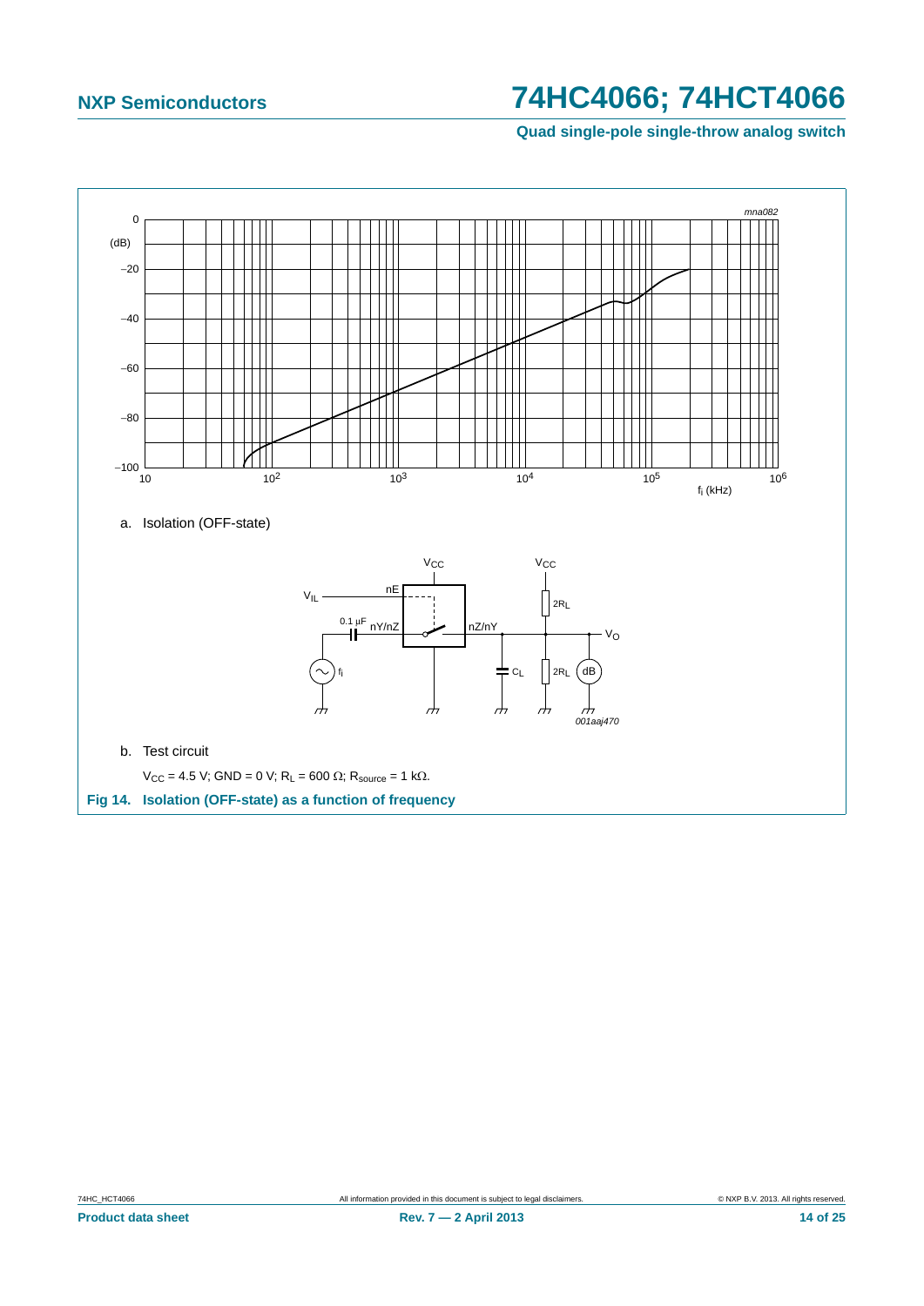a. Isolation (OFF-state)

b. Test circuit

$V_{CC}$ = 4.5 V; GND = 0 V; $R_L$ = 600 Ω; $R_{source}$ = 1 kΩ.

**Fig 14. Isolation (OFF-state) as a function of frequency**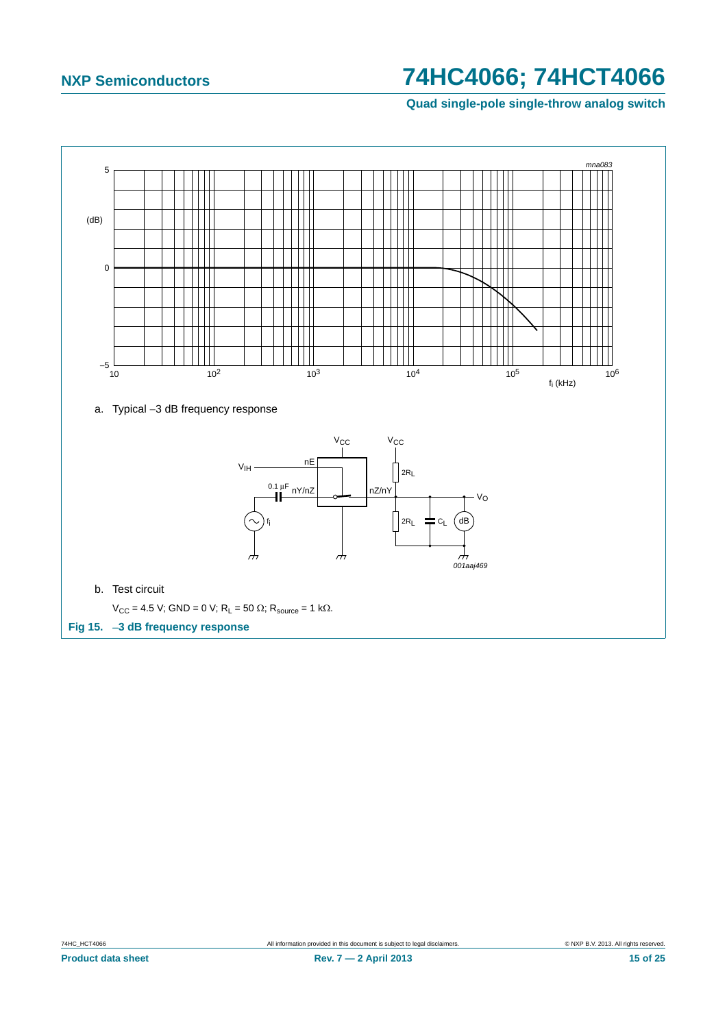a. Typical −3 dB frequency response

b. Test circuit

$V_{CC}$ = 4.5 V; GND = 0 V; $R_L$ = 50 Ω; $R_{source}$ = 1 kΩ.

**Fig 15. −3 dB frequency response**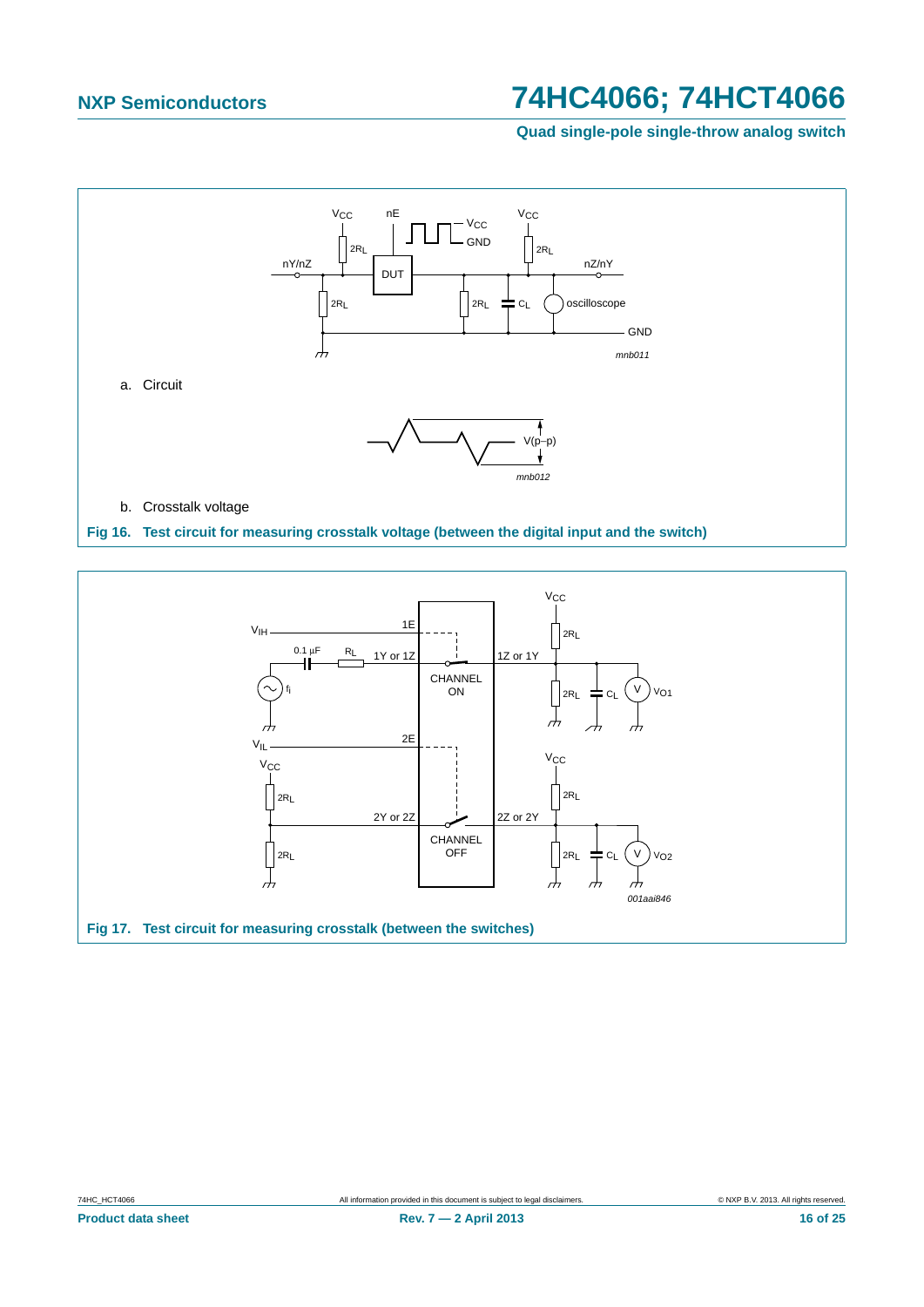a. Circuit

b. Crosstalk voltage

**Fig 16. Test circuit for measuring crosstalk voltage (between the digital input and the switch)**

**Fig 17. Test circuit for measuring crosstalk (between the switches)**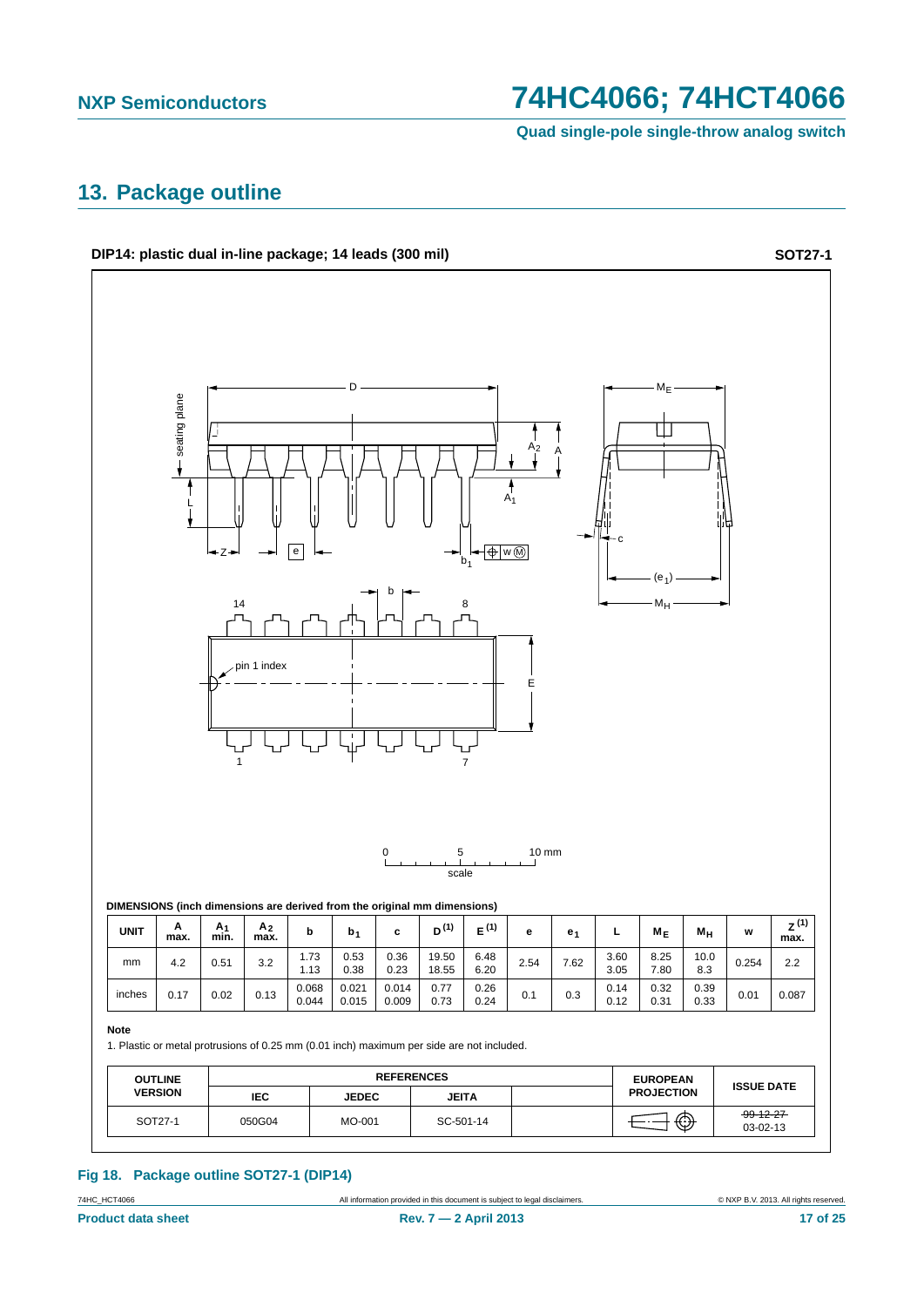## 13. Package outline

**DIP14: plastic dual in-line package; 14 leads (300 mil)** **SOT27-1**

DIMENSIONS (inch dimensions are derived from the original mm dimensions)

| UNIT | A max. | $A_1$ min. | $A_2$ max. | b | $b_1$ | c | D [(1)] | E [(1)] | e | $e_1$ | L | $M_E$ | $M_H$ | w | Z [(1)] max. |
|---|---|---|---|---|---|---|---|---|---|---|---|---|---|---|---|
| mm | 4.2 | 0.51 | 3.2 | 1.73 1.13 | 0.53 0.38 | 0.36 0.23 | 19.50 18.55 | 6.48 6.20 | 2.54 | 7.62 | 3.60 3.05 | 8.25 7.80 | 10.0 8.3 | 0.254 | 2.2 |
| inches | 0.17 | 0.02 | 0.13 | 0.068 0.044 | 0.021 0.015 | 0.014 0.009 | 0.77 0.73 | 0.26 0.24 | 0.1 | 0.3 | 0.14 0.12 | 0.32 0.31 | 0.39 0.33 | 0.01 | 0.087 |

**Note**

1. Plastic or metal protrusions of 0.25 mm (0.01 inch) maximum per side are not included.

| OUTLINE VERSION | REFERENCES | | | | EUROPEAN PROJECTION | ISSUE DATE |
|---|---|---|---|---|---|---|
| | IEC | JEDEC | JEITA | | | |
| SOT27-1 | 050G04 | MO-001 | SC-501-14 | | | ~~99-12-27~~ 03-02-13 |

**Fig 18. Package outline SOT27-1 (DIP14)**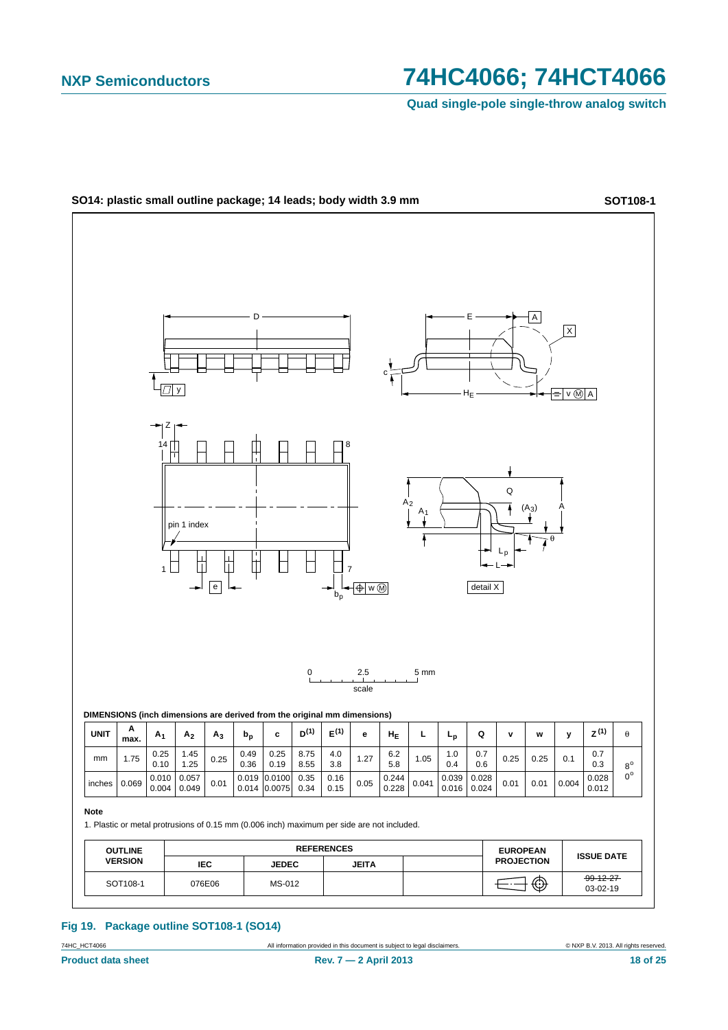**SO14: plastic small outline package; 14 leads; body width 3.9 mm** **SOT108-1**

**DIMENSIONS (inch dimensions are derived from the original mm dimensions)**

| UNIT | A max. | $A_1$ | $A_2$ | $A_3$ | $b_p$ | c | $D^{(1)}$ | $E^{(1)}$ | e | $H_E$ | L | $L_p$ | Q | v | w | y | $Z^{(1)}$ | θ |
|---|---|---|---|---|---|---|---|---|---|---|---|---|---|---|---|---|---|---|
| mm | 1.75 | 0.25<br>0.10 | 1.45<br>1.25 | 0.25 | 0.49<br>0.36 | 0.25<br>0.19 | 8.75<br>8.55 | 4.0<br>3.8 | 1.27 | 6.2<br>5.8 | 1.05 | 1.0<br>0.4 | 0.7<br>0.6 | 0.25 | 0.25 | 0.1 | 0.7<br>0.3 | 8°<br>0° |
| inches | 0.069 | 0.010<br>0.004 | 0.057<br>0.049 | 0.01 | 0.019<br>0.014 | 0.0100<br>0.0075 | 0.35<br>0.34 | 0.16<br>0.15 | 0.05 | 0.244<br>0.228 | 0.041 | 0.039<br>0.016 | 0.028<br>0.024 | 0.01 | 0.01 | 0.004 | 0.028<br>0.012 | |

**Note**

1. Plastic or metal protrusions of 0.15 mm (0.006 inch) maximum per side are not included.

| OUTLINE VERSION | REFERENCES | | | | EUROPEAN PROJECTION | ISSUE DATE |
|---|---|---|---|---|---|---|
| | IEC | JEDEC | JEITA | | | |
| SOT108-1 | 076E06 | MS-012 | | | | ~~99-12-27~~<br>03-02-19 |

**Fig 19. Package outline SOT108-1 (SO14)**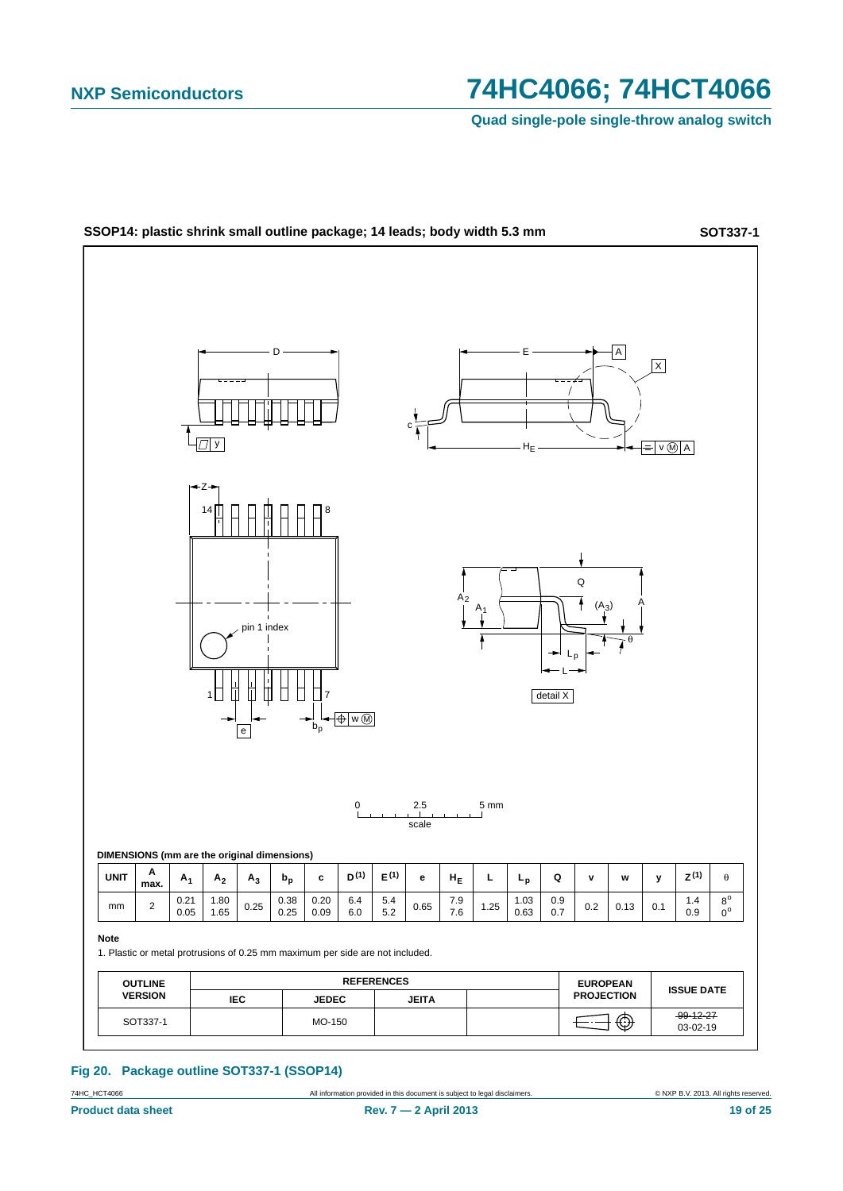## SSOP14: plastic shrink small outline package; 14 leads; body width 5.3 mm

**SOT337-1**

**DIMENSIONS (mm are the original dimensions)**

| UNIT | A max. | $A_1$ | $A_2$ | $A_3$ | $b_p$ | c | D (1) | E (1) | e | $H_E$ | L | $L_p$ | Q | v | w | y | Z (1) | θ |
|---|---|---|---|---|---|---|---|---|---|---|---|---|---|---|---|---|---|---|
| mm | 2 | 0.21<br>0.05 | 1.80<br>1.65 | 0.25 | 0.38<br>0.25 | 0.20<br>0.09 | 6.4<br>6.0 | 5.4<br>5.2 | 0.65 | 7.9<br>7.6 | 1.25 | 1.03<br>0.63 | 0.9<br>0.7 | 0.2 | 0.13 | 0.1 | 1.4<br>0.9 | 8°<br>0° |

**Note**

1. Plastic or metal protrusions of 0.25 mm maximum per side are not included.

| OUTLINE VERSION | REFERENCES | | | | EUROPEAN PROJECTION | ISSUE DATE |
|---|---|---|---|---|---|---|
| | IEC | JEDEC | JEITA | | | |
| SOT337-1 | | MO-150 | | | | ~~99-12-27~~<br>03-02-19 |

**Fig 20. Package outline SOT337-1 (SSOP14)**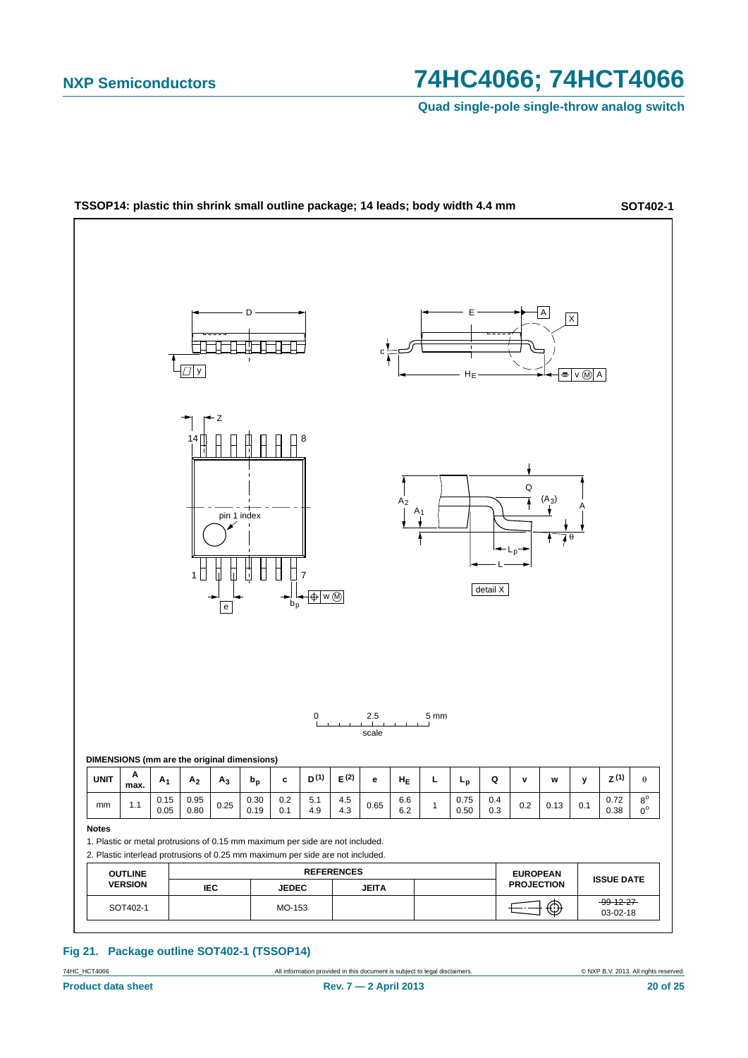TSSOP14: plastic thin shrink small outline package; 14 leads; body width 4.4 mm **SOT402-1**

**DIMENSIONS (mm are the original dimensions)**

| UNIT | A max. | $A_1$ | $A_2$ | $A_3$ | $b_p$ | c | D (1) | E (2) | e | $H_E$ | L | $L_p$ | Q | v | w | y | Z (1) | θ |
|---|---|---|---|---|---|---|---|---|---|---|---|---|---|---|---|---|---|---|
| mm | 1.1 | 0.15<br>0.05 | 0.95<br>0.80 | 0.25 | 0.30<br>0.19 | 0.2<br>0.1 | 5.1<br>4.9 | 4.5<br>4.3 | 0.65 | 6.6<br>6.2 | 1 | 0.75<br>0.50 | 0.4<br>0.3 | 0.2 | 0.13 | 0.1 | 0.72<br>0.38 | 8°<br>0° |

**Notes**

1. Plastic or metal protrusions of 0.15 mm maximum per side are not included.
2. Plastic interlead protrusions of 0.25 mm maximum per side are not included.

| OUTLINE VERSION | REFERENCES | | | | EUROPEAN PROJECTION | ISSUE DATE |
|---|---|---|---|---|---|---|
| | IEC | JEDEC | JEITA | | | |
| SOT402-1 | | MO-153 | | | | ~~99-12-27~~<br>03-02-18 |

**Fig 21. Package outline SOT402-1 (TSSOP14)**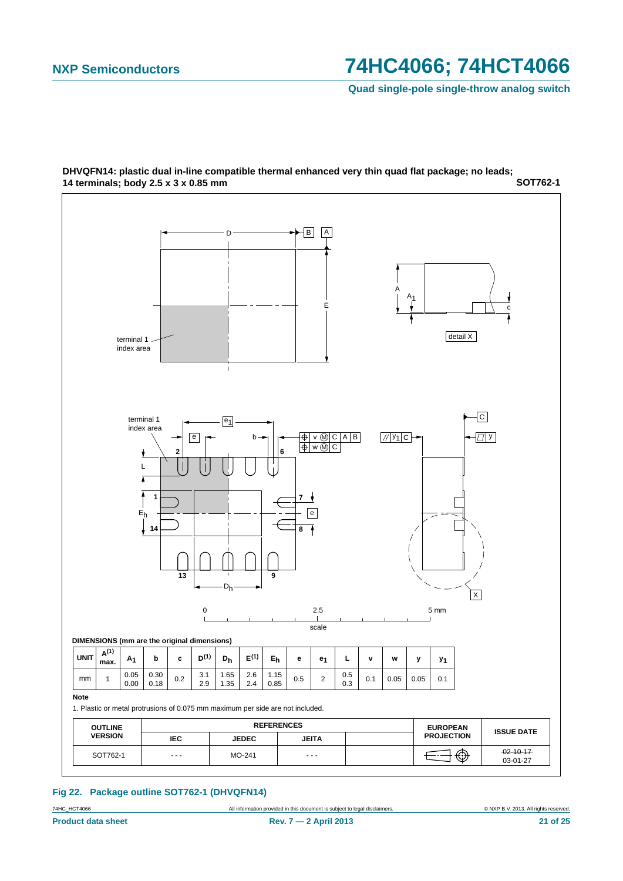**DHVQFN14: plastic dual in-line compatible thermal enhanced very thin quad flat package; no leads; 14 terminals; body 2.5 x 3 x 0.85 mm** **SOT762-1**

**DIMENSIONS (mm are the original dimensions)**

| UNIT | A(1) max. | $A_1$ | b | c | D(1) | $D_h$ | E(1) | $E_h$ | e | $e_1$ | L | v | w | y | $y_1$ |
|---|---|---|---|---|---|---|---|---|---|---|---|---|---|---|---|
| mm | 1 | 0.05<br>0.00 | 0.30<br>0.18 | 0.2 | 3.1<br>2.9 | 1.65<br>1.35 | 2.6<br>2.4 | 1.15<br>0.85 | 0.5 | 2 | 0.5<br>0.3 | 0.1 | 0.05 | 0.05 | 0.1 |

**Note**

1. Plastic or metal protrusions of 0.075 mm maximum per side are not included.

| OUTLINE VERSION | REFERENCES | | | | EUROPEAN PROJECTION | ISSUE DATE |
|---|---|---|---|---|---|---|
| | IEC | JEDEC | JEITA | | | |
| SOT762-1 | - - - | MO-241 | - - - | | | ~~02-10-17~~<br>03-01-27 |

**Fig 22. Package outline SOT762-1 (DHVQFN14)**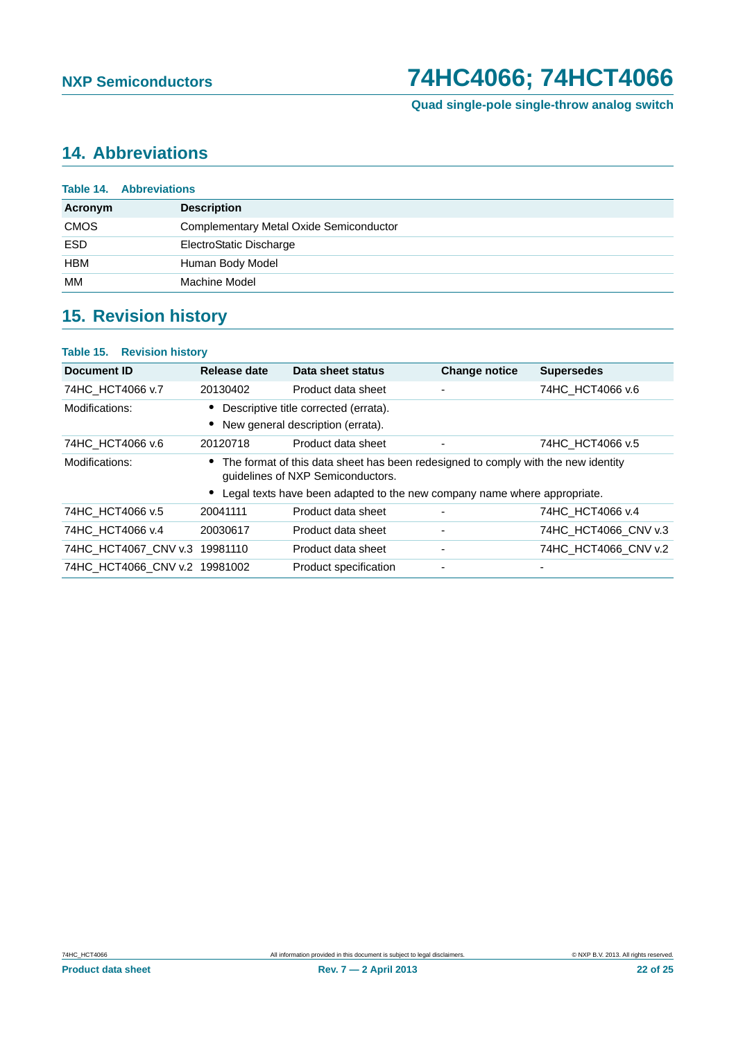## 14. Abbreviations

**Table 14. Abbreviations**

| Acronym | Description |
|---|---|
| CMOS | Complementary Metal Oxide Semiconductor |
| ESD | ElectroStatic Discharge |
| HBM | Human Body Model |
| MM | Machine Model |

## 15. Revision history

**Table 15. Revision history**

| Document ID | Release date | Data sheet status | Change notice | Supersedes |
|---|---|---|---|---|
| 74HC_HCT4066 v.7 | 20130402 | Product data sheet | - | 74HC_HCT4066 v.6 |
| Modifications: | • Descriptive title corrected (errata).<br>• New general description (errata). | | | |
| 74HC_HCT4066 v.6 | 20120718 | Product data sheet | - | 74HC_HCT4066 v.5 |
| Modifications: | • The format of this data sheet has been redesigned to comply with the new identity guidelines of NXP Semiconductors.<br>• Legal texts have been adapted to the new company name where appropriate. | | | |
| 74HC_HCT4066 v.5 | 20041111 | Product data sheet | - | 74HC_HCT4066 v.4 |
| 74HC_HCT4066 v.4 | 20030617 | Product data sheet | - | 74HC_HCT4066_CNV v.3 |
| 74HC_HCT4067_CNV v.3 | 19981110 | Product data sheet | - | 74HC_HCT4066_CNV v.2 |
| 74HC_HCT4066_CNV v.2 | 19981002 | Product specification | - | - |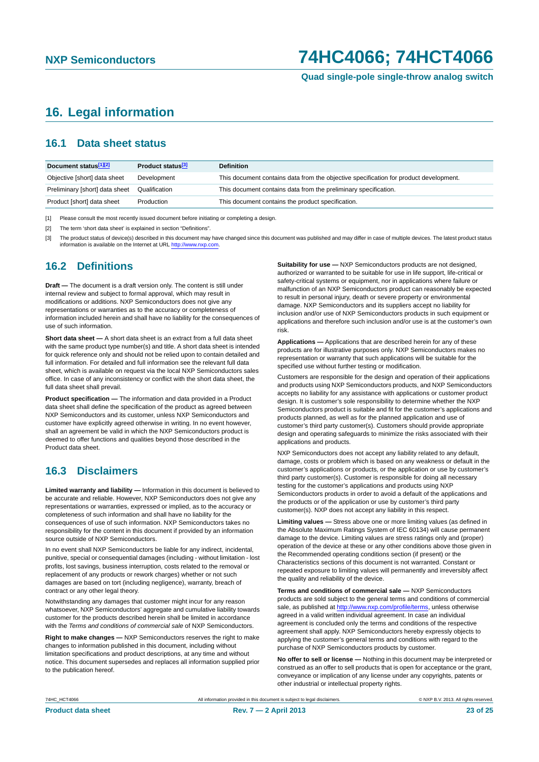# 16. Legal information

## 16.1 Data sheet status

| Document status[1][2] | Product status[3] | Definition |
|---|---|---|
| Objective [short] data sheet | Development | This document contains data from the objective specification for product development. |
| Preliminary [short] data sheet | Qualification | This document contains data from the preliminary specification. |
| Product [short] data sheet | Production | This document contains the product specification. |

[1] Please consult the most recently issued document before initiating or completing a design.

[2] The term 'short data sheet' is explained in section "Definitions".

[3] The product status of device(s) described in this document may have changed since this document was published and may differ in case of multiple devices. The latest product status information is available on the Internet at URL http://www.nxp.com.

## 16.2 Definitions

**Draft —** The document is a draft version only. The content is still under internal review and subject to formal approval, which may result in modifications or additions. NXP Semiconductors does not give any representations or warranties as to the accuracy or completeness of information included herein and shall have no liability for the consequences of use of such information.

**Short data sheet —** A short data sheet is an extract from a full data sheet with the same product type number(s) and title. A short data sheet is intended for quick reference only and should not be relied upon to contain detailed and full information. For detailed and full information see the relevant full data sheet, which is available on request via the local NXP Semiconductors sales office. In case of any inconsistency or conflict with the short data sheet, the full data sheet shall prevail.

**Product specification —** The information and data provided in a Product data sheet shall define the specification of the product as agreed between NXP Semiconductors and its customer, unless NXP Semiconductors and customer have explicitly agreed otherwise in writing. In no event however, shall an agreement be valid in which the NXP Semiconductors product is deemed to offer functions and qualities beyond those described in the Product data sheet.

## 16.3 Disclaimers

**Limited warranty and liability —** Information in this document is believed to be accurate and reliable. However, NXP Semiconductors does not give any representations or warranties, expressed or implied, as to the accuracy or completeness of such information and shall have no liability for the consequences of use of such information. NXP Semiconductors takes no responsibility for the content in this document if provided by an information source outside of NXP Semiconductors.

In no event shall NXP Semiconductors be liable for any indirect, incidental, punitive, special or consequential damages (including - without limitation - lost profits, lost savings, business interruption, costs related to the removal or replacement of any products or rework charges) whether or not such damages are based on tort (including negligence), warranty, breach of contract or any other legal theory.

Notwithstanding any damages that customer might incur for any reason whatsoever, NXP Semiconductors' aggregate and cumulative liability towards customer for the products described herein shall be limited in accordance with the *Terms and conditions of commercial sale* of NXP Semiconductors.

**Right to make changes —** NXP Semiconductors reserves the right to make changes to information published in this document, including without limitation specifications and product descriptions, at any time and without notice. This document supersedes and replaces all information supplied prior to the publication hereof.

**Suitability for use —** NXP Semiconductors products are not designed, authorized or warranted to be suitable for use in life support, life-critical or safety-critical systems or equipment, nor in applications where failure or malfunction of an NXP Semiconductors product can reasonably be expected to result in personal injury, death or severe property or environmental damage. NXP Semiconductors and its suppliers accept no liability for inclusion and/or use of NXP Semiconductors products in such equipment or applications and therefore such inclusion and/or use is at the customer's own risk.

**Applications —** Applications that are described herein for any of these products are for illustrative purposes only. NXP Semiconductors makes no representation or warranty that such applications will be suitable for the specified use without further testing or modification.

Customers are responsible for the design and operation of their applications and products using NXP Semiconductors products, and NXP Semiconductors accepts no liability for any assistance with applications or customer product design. It is customer's sole responsibility to determine whether the NXP Semiconductors product is suitable and fit for the customer's applications and products planned, as well as for the planned application and use of customer's third party customer(s). Customers should provide appropriate design and operating safeguards to minimize the risks associated with their applications and products.

NXP Semiconductors does not accept any liability related to any default, damage, costs or problem which is based on any weakness or default in the customer's applications or products, or the application or use by customer's third party customer(s). Customer is responsible for doing all necessary testing for the customer's applications and products using NXP Semiconductors products in order to avoid a default of the applications and the products or of the application or use by customer's third party customer(s). NXP does not accept any liability in this respect.

**Limiting values —** Stress above one or more limiting values (as defined in the Absolute Maximum Ratings System of IEC 60134) will cause permanent damage to the device. Limiting values are stress ratings only and (proper) operation of the device at these or any other conditions above those given in the Recommended operating conditions section (if present) or the Characteristics sections of this document is not warranted. Constant or repeated exposure to limiting values will permanently and irreversibly affect the quality and reliability of the device.

**Terms and conditions of commercial sale —** NXP Semiconductors products are sold subject to the general terms and conditions of commercial sale, as published at http://www.nxp.com/profile/terms, unless otherwise agreed in a valid written individual agreement. In case an individual agreement is concluded only the terms and conditions of the respective agreement shall apply. NXP Semiconductors hereby expressly objects to applying the customer's general terms and conditions with regard to the purchase of NXP Semiconductors products by customer.

**No offer to sell or license —** Nothing in this document may be interpreted or construed as an offer to sell products that is open for acceptance or the grant, conveyance or implication of any license under any copyrights, patents or other industrial or intellectual property rights.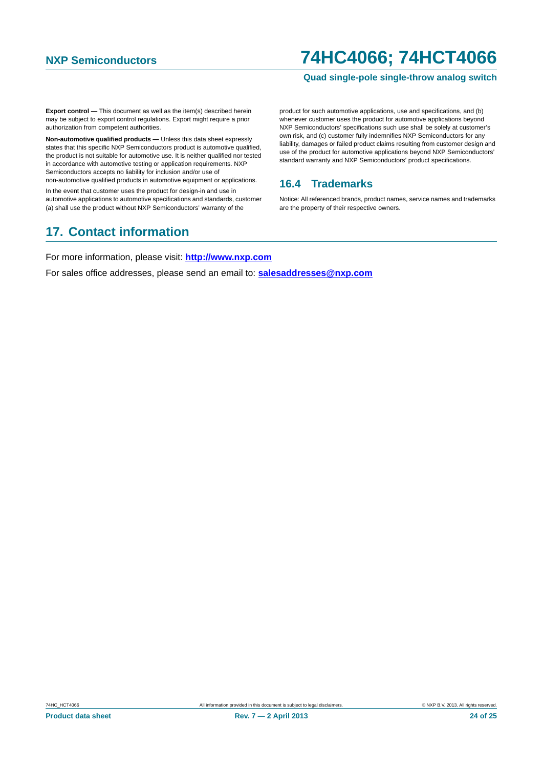**Export control —** This document as well as the item(s) described herein may be subject to export control regulations. Export might require a prior authorization from competent authorities.

**Non-automotive qualified products —** Unless this data sheet expressly states that this specific NXP Semiconductors product is automotive qualified, the product is not suitable for automotive use. It is neither qualified nor tested in accordance with automotive testing or application requirements. NXP Semiconductors accepts no liability for inclusion and/or use of non-automotive qualified products in automotive equipment or applications.

In the event that customer uses the product for design-in and use in automotive applications to automotive specifications and standards, customer (a) shall use the product without NXP Semiconductors' warranty of the product for such automotive applications, use and specifications, and (b) whenever customer uses the product for automotive applications beyond NXP Semiconductors' specifications such use shall be solely at customer's own risk, and (c) customer fully indemnifies NXP Semiconductors for any liability, damages or failed product claims resulting from customer design and use of the product for automotive applications beyond NXP Semiconductors' standard warranty and NXP Semiconductors' product specifications.

### 16.4 Trademarks

Notice: All referenced brands, product names, service names and trademarks are the property of their respective owners.

## 17. Contact information

For more information, please visit: **http://www.nxp.com**

For sales office addresses, please send an email to: **salesaddresses@nxp.com**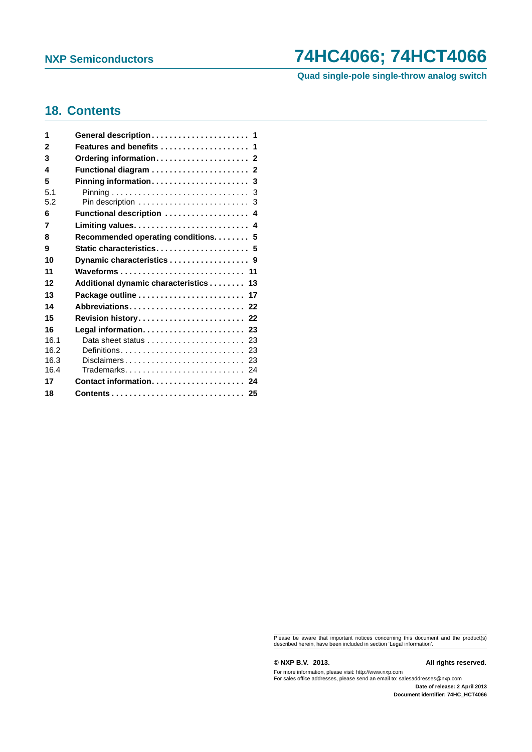## 18. Contents

| | | |
|---|---|---|
| **1** | **General description** | **1** |
| **2** | **Features and benefits** | **1** |
| **3** | **Ordering information** | **2** |
| **4** | **Functional diagram** | **2** |
| **5** | **Pinning information** | **3** |
| 5.1 | Pinning | 3 |
| 5.2 | Pin description | 3 |
| **6** | **Functional description** | **4** |
| **7** | **Limiting values** | **4** |
| **8** | **Recommended operating conditions** | **5** |
| **9** | **Static characteristics** | **5** |
| **10** | **Dynamic characteristics** | **9** |
| **11** | **Waveforms** | **11** |
| **12** | **Additional dynamic characteristics** | **13** |
| **13** | **Package outline** | **17** |
| **14** | **Abbreviations** | **22** |
| **15** | **Revision history** | **22** |
| **16** | **Legal information** | **23** |
| 16.1 | Data sheet status | 23 |
| 16.2 | Definitions | 23 |
| 16.3 | Disclaimers | 23 |
| 16.4 | Trademarks | 24 |
| **17** | **Contact information** | **24** |
| **18** | **Contents** | **25** |

Please be aware that important notices concerning this document and the product(s) described herein, have been included in section 'Legal information'.

**© NXP B.V. 2013.** **All rights reserved.**

For more information, please visit: http://www.nxp.com
For sales office addresses, please send an email to: salesaddresses@nxp.com

**Date of release: 2 April 2013**

**Document identifier: 74HC_HCT4066**